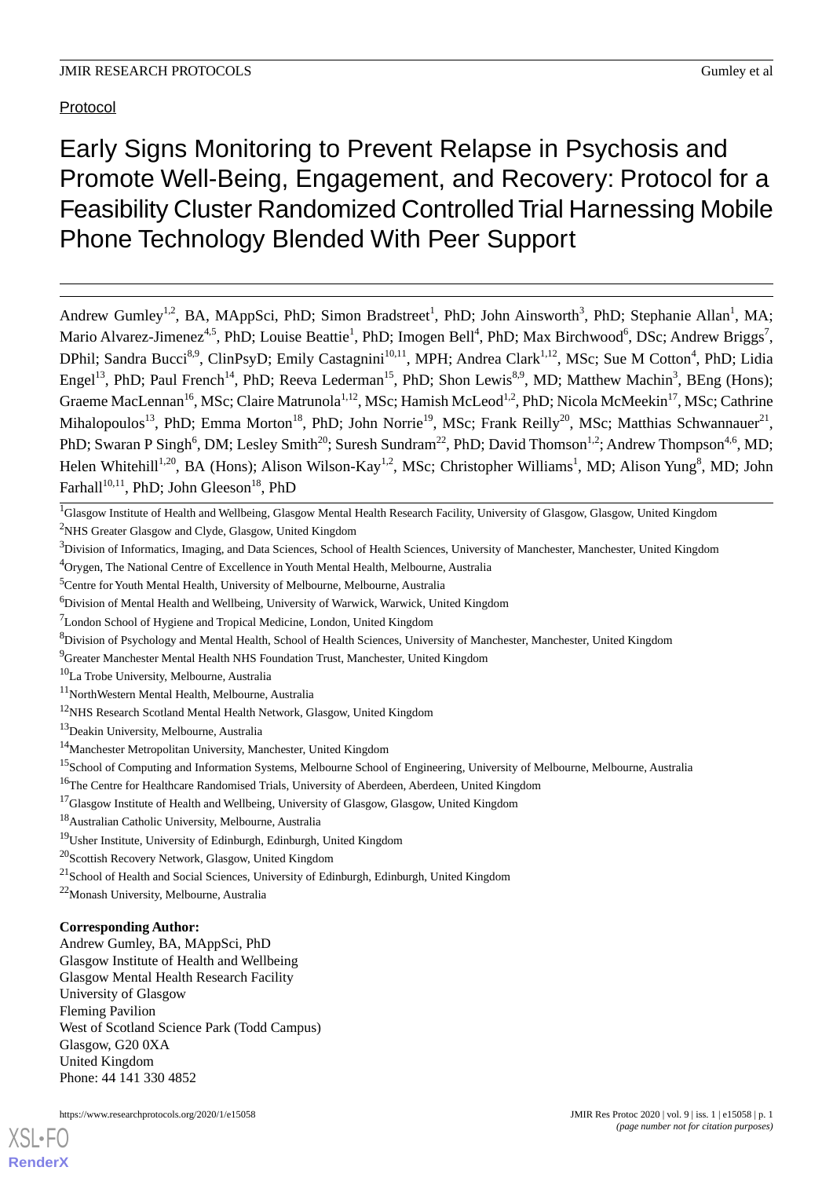Protocol

# Early Signs Monitoring to Prevent Relapse in Psychosis and Promote Well-Being, Engagement, and Recovery: Protocol for a Feasibility Cluster Randomized Controlled Trial Harnessing Mobile Phone Technology Blended With Peer Support

Andrew Gumley[1,2], BA, MAppSci, PhD; Simon Bradstreet[1], PhD; John Ainsworth[3], PhD; Stephanie Allan[1], MA; Mario Alvarez-Jimenez[4,5], PhD; Louise Beattie[1], PhD; Imogen Bell[4], PhD; Max Birchwood[6], DSc; Andrew Briggs[7], DPhil; Sandra Bucci[8,9], ClinPsyD; Emily Castagnini[10,11], MPH; Andrea Clark[1,12], MSc; Sue M Cotton[4], PhD; Lidia Engel[13], PhD; Paul French[14], PhD; Reeva Lederman[15], PhD; Shon Lewis[8,9], MD; Matthew Machin[3], BEng (Hons); Graeme MacLennan[16], MSc; Claire Matrunola[1,12], MSc; Hamish McLeod[1,2], PhD; Nicola McMeekin[17], MSc; Cathrine Mihalopoulos[13], PhD; Emma Morton[18], PhD; John Norrie[19], MSc; Frank Reilly[20], MSc; Matthias Schwannauer[21], PhD; Swaran P Singh[6], DM; Lesley Smith[20]; Suresh Sundram[22], PhD; David Thomson[1,2]; Andrew Thompson[4,6], MD; Helen Whitehill[1,20], BA (Hons); Alison Wilson-Kay[1,2], MSc; Christopher Williams[1], MD; Alison Yung[8], MD; John Farhall[10,11], PhD; John Gleeson[18], PhD

[1]Glasgow Institute of Health and Wellbeing, Glasgow Mental Health Research Facility, University of Glasgow, Glasgow, United Kingdom
[2]NHS Greater Glasgow and Clyde, Glasgow, United Kingdom
[3]Division of Informatics, Imaging, and Data Sciences, School of Health Sciences, University of Manchester, Manchester, United Kingdom
[4]Orygen, The National Centre of Excellence in Youth Mental Health, Melbourne, Australia
[5]Centre for Youth Mental Health, University of Melbourne, Melbourne, Australia
[6]Division of Mental Health and Wellbeing, University of Warwick, Warwick, United Kingdom
[7]London School of Hygiene and Tropical Medicine, London, United Kingdom
[8]Division of Psychology and Mental Health, School of Health Sciences, University of Manchester, Manchester, United Kingdom
[9]Greater Manchester Mental Health NHS Foundation Trust, Manchester, United Kingdom
[10]La Trobe University, Melbourne, Australia
[11]NorthWestern Mental Health, Melbourne, Australia
[12]NHS Research Scotland Mental Health Network, Glasgow, United Kingdom
[13]Deakin University, Melbourne, Australia
[14]Manchester Metropolitan University, Manchester, United Kingdom
[15]School of Computing and Information Systems, Melbourne School of Engineering, University of Melbourne, Melbourne, Australia
[16]The Centre for Healthcare Randomised Trials, University of Aberdeen, Aberdeen, United Kingdom
[17]Glasgow Institute of Health and Wellbeing, University of Glasgow, Glasgow, United Kingdom
[18]Australian Catholic University, Melbourne, Australia
[19]Usher Institute, University of Edinburgh, Edinburgh, United Kingdom
[20]Scottish Recovery Network, Glasgow, United Kingdom
[21]School of Health and Social Sciences, University of Edinburgh, Edinburgh, United Kingdom
[22]Monash University, Melbourne, Australia

**Corresponding Author:**
Andrew Gumley, BA, MAppSci, PhD
Glasgow Institute of Health and Wellbeing
Glasgow Mental Health Research Facility
University of Glasgow
Fleming Pavilion
West of Scotland Science Park (Todd Campus)
Glasgow, G20 0XA
United Kingdom
Phone: 44 141 330 4852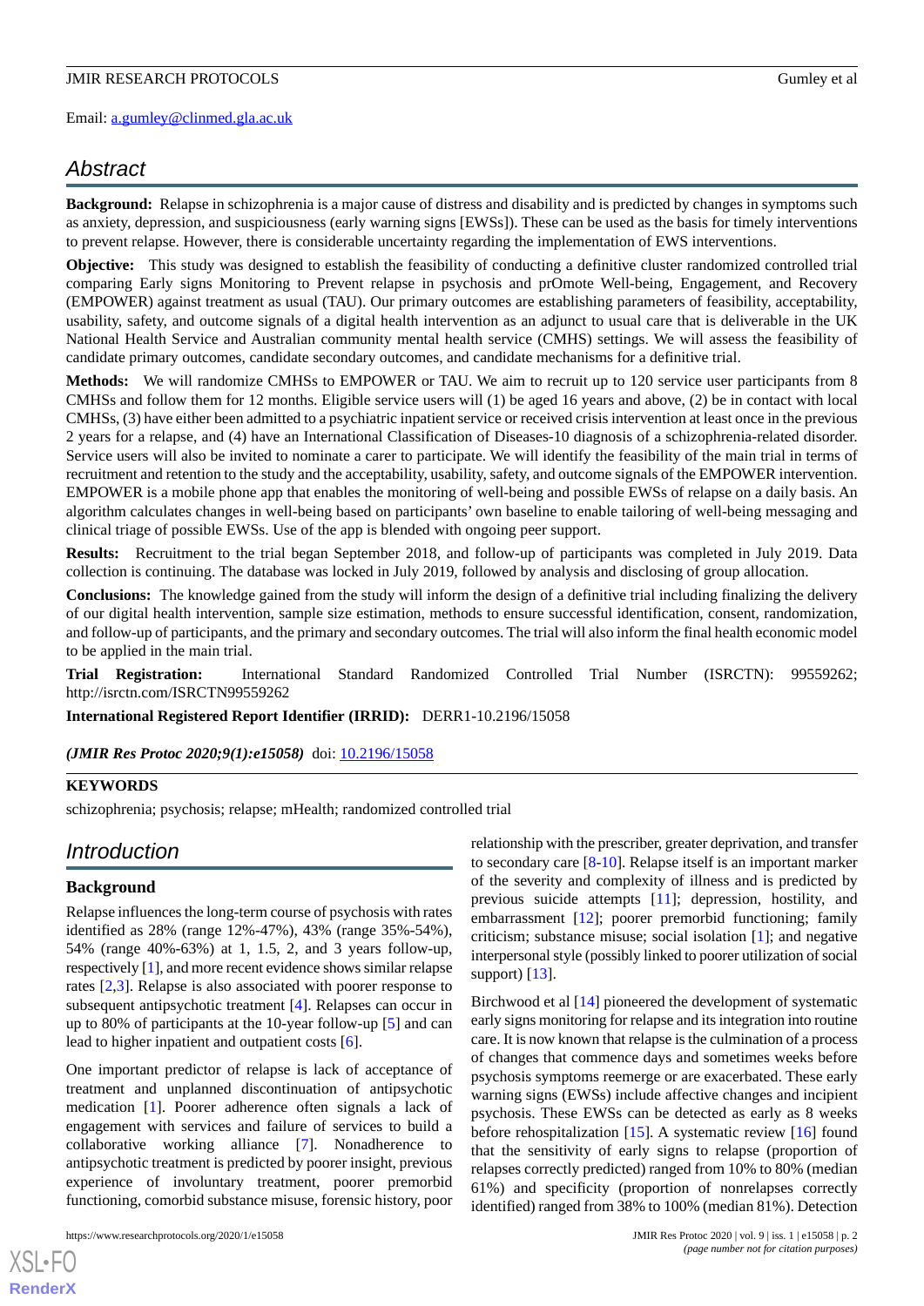Email: a.gumley@clinmed.gla.ac.uk

## Abstract

**Background:** Relapse in schizophrenia is a major cause of distress and disability and is predicted by changes in symptoms such as anxiety, depression, and suspiciousness (early warning signs [EWSs]). These can be used as the basis for timely interventions to prevent relapse. However, there is considerable uncertainty regarding the implementation of EWS interventions.

**Objective:** This study was designed to establish the feasibility of conducting a definitive cluster randomized controlled trial comparing Early signs Monitoring to Prevent relapse in psychosis and prOmote Well-being, Engagement, and Recovery (EMPOWER) against treatment as usual (TAU). Our primary outcomes are establishing parameters of feasibility, acceptability, usability, safety, and outcome signals of a digital health intervention as an adjunct to usual care that is deliverable in the UK National Health Service and Australian community mental health service (CMHS) settings. We will assess the feasibility of candidate primary outcomes, candidate secondary outcomes, and candidate mechanisms for a definitive trial.

**Methods:** We will randomize CMHSs to EMPOWER or TAU. We aim to recruit up to 120 service user participants from 8 CMHSs and follow them for 12 months. Eligible service users will (1) be aged 16 years and above, (2) be in contact with local CMHSs, (3) have either been admitted to a psychiatric inpatient service or received crisis intervention at least once in the previous 2 years for a relapse, and (4) have an International Classification of Diseases-10 diagnosis of a schizophrenia-related disorder. Service users will also be invited to nominate a carer to participate. We will identify the feasibility of the main trial in terms of recruitment and retention to the study and the acceptability, usability, safety, and outcome signals of the EMPOWER intervention. EMPOWER is a mobile phone app that enables the monitoring of well-being and possible EWSs of relapse on a daily basis. An algorithm calculates changes in well-being based on participants' own baseline to enable tailoring of well-being messaging and clinical triage of possible EWSs. Use of the app is blended with ongoing peer support.

**Results:** Recruitment to the trial began September 2018, and follow-up of participants was completed in July 2019. Data collection is continuing. The database was locked in July 2019, followed by analysis and disclosing of group allocation.

**Conclusions:** The knowledge gained from the study will inform the design of a definitive trial including finalizing the delivery of our digital health intervention, sample size estimation, methods to ensure successful identification, consent, randomization, and follow-up of participants, and the primary and secondary outcomes. The trial will also inform the final health economic model to be applied in the main trial.

**Trial Registration:** International Standard Randomized Controlled Trial Number (ISRCTN): 99559262; http://isrctn.com/ISRCTN99559262

**International Registered Report Identifier (IRRID):** DERR1-10.2196/15058

***(JMIR Res Protoc 2020;9(1):e15058)*** doi: 10.2196/15058

### KEYWORDS

schizophrenia; psychosis; relapse; mHealth; randomized controlled trial

## Introduction

### Background

Relapse influences the long-term course of psychosis with rates identified as 28% (range 12%-47%), 43% (range 35%-54%), 54% (range 40%-63%) at 1, 1.5, 2, and 3 years follow-up, respectively [1], and more recent evidence shows similar relapse rates [2,3]. Relapse is also associated with poorer response to subsequent antipsychotic treatment [4]. Relapses can occur in up to 80% of participants at the 10-year follow-up [5] and can lead to higher inpatient and outpatient costs [6].

One important predictor of relapse is lack of acceptance of treatment and unplanned discontinuation of antipsychotic medication [1]. Poorer adherence often signals a lack of engagement with services and failure of services to build a collaborative working alliance [7]. Nonadherence to antipsychotic treatment is predicted by poorer insight, previous experience of involuntary treatment, poorer premorbid functioning, comorbid substance misuse, forensic history, poor relationship with the prescriber, greater deprivation, and transfer to secondary care [8-10]. Relapse itself is an important marker of the severity and complexity of illness and is predicted by previous suicide attempts [11]; depression, hostility, and embarrassment [12]; poorer premorbid functioning; family criticism; substance misuse; social isolation [1]; and negative interpersonal style (possibly linked to poorer utilization of social support) [13].

Birchwood et al [14] pioneered the development of systematic early signs monitoring for relapse and its integration into routine care. It is now known that relapse is the culmination of a process of changes that commence days and sometimes weeks before psychosis symptoms reemerge or are exacerbated. These early warning signs (EWSs) include affective changes and incipient psychosis. These EWSs can be detected as early as 8 weeks before rehospitalization [15]. A systematic review [16] found that the sensitivity of early signs to relapse (proportion of relapses correctly predicted) ranged from 10% to 80% (median 61%) and specificity (proportion of nonrelapses correctly identified) ranged from 38% to 100% (median 81%). Detection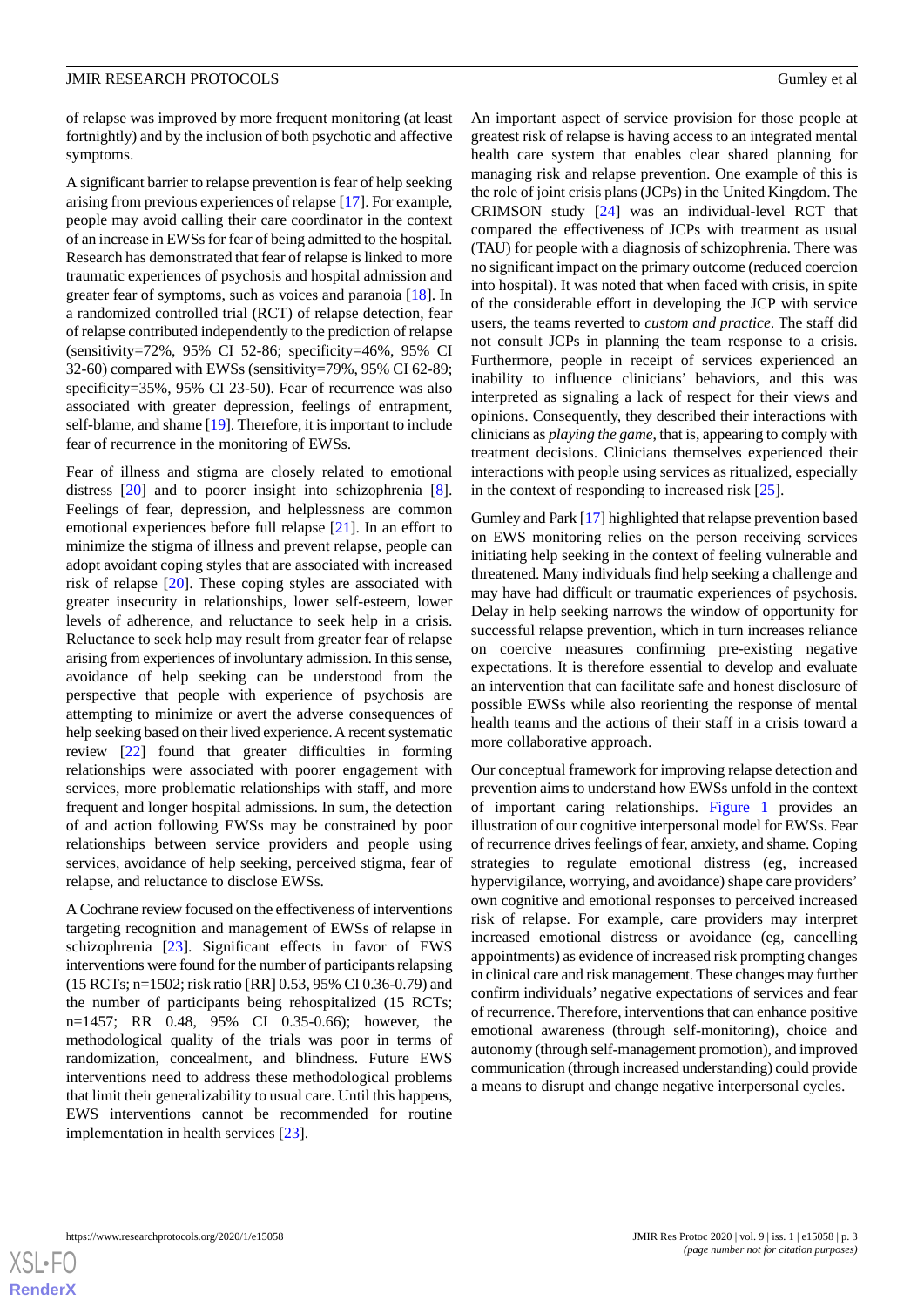of relapse was improved by more frequent monitoring (at least fortnightly) and by the inclusion of both psychotic and affective symptoms.

A significant barrier to relapse prevention is fear of help seeking arising from previous experiences of relapse [17]. For example, people may avoid calling their care coordinator in the context of an increase in EWSs for fear of being admitted to the hospital. Research has demonstrated that fear of relapse is linked to more traumatic experiences of psychosis and hospital admission and greater fear of symptoms, such as voices and paranoia [18]. In a randomized controlled trial (RCT) of relapse detection, fear of relapse contributed independently to the prediction of relapse (sensitivity=72%, 95% CI 52-86; specificity=46%, 95% CI 32-60) compared with EWSs (sensitivity=79%, 95% CI 62-89; specificity=35%, 95% CI 23-50). Fear of recurrence was also associated with greater depression, feelings of entrapment, self-blame, and shame [19]. Therefore, it is important to include fear of recurrence in the monitoring of EWSs.

Fear of illness and stigma are closely related to emotional distress [20] and to poorer insight into schizophrenia [8]. Feelings of fear, depression, and helplessness are common emotional experiences before full relapse [21]. In an effort to minimize the stigma of illness and prevent relapse, people can adopt avoidant coping styles that are associated with increased risk of relapse [20]. These coping styles are associated with greater insecurity in relationships, lower self-esteem, lower levels of adherence, and reluctance to seek help in a crisis. Reluctance to seek help may result from greater fear of relapse arising from experiences of involuntary admission. In this sense, avoidance of help seeking can be understood from the perspective that people with experience of psychosis are attempting to minimize or avert the adverse consequences of help seeking based on their lived experience. A recent systematic review [22] found that greater difficulties in forming relationships were associated with poorer engagement with services, more problematic relationships with staff, and more frequent and longer hospital admissions. In sum, the detection of and action following EWSs may be constrained by poor relationships between service providers and people using services, avoidance of help seeking, perceived stigma, fear of relapse, and reluctance to disclose EWSs.

A Cochrane review focused on the effectiveness of interventions targeting recognition and management of EWSs of relapse in schizophrenia [23]. Significant effects in favor of EWS interventions were found for the number of participants relapsing (15 RCTs; n=1502; risk ratio [RR] 0.53, 95% CI 0.36-0.79) and the number of participants being rehospitalized (15 RCTs; n=1457; RR 0.48, 95% CI 0.35-0.66); however, the methodological quality of the trials was poor in terms of randomization, concealment, and blindness. Future EWS interventions need to address these methodological problems that limit their generalizability to usual care. Until this happens, EWS interventions cannot be recommended for routine implementation in health services [23].

An important aspect of service provision for those people at greatest risk of relapse is having access to an integrated mental health care system that enables clear shared planning for managing risk and relapse prevention. One example of this is the role of joint crisis plans (JCPs) in the United Kingdom. The CRIMSON study [24] was an individual-level RCT that compared the effectiveness of JCPs with treatment as usual (TAU) for people with a diagnosis of schizophrenia. There was no significant impact on the primary outcome (reduced coercion into hospital). It was noted that when faced with crisis, in spite of the considerable effort in developing the JCP with service users, the teams reverted to *custom and practice*. The staff did not consult JCPs in planning the team response to a crisis. Furthermore, people in receipt of services experienced an inability to influence clinicians' behaviors, and this was interpreted as signaling a lack of respect for their views and opinions. Consequently, they described their interactions with clinicians as *playing the game*, that is, appearing to comply with treatment decisions. Clinicians themselves experienced their interactions with people using services as ritualized, especially in the context of responding to increased risk [25].

Gumley and Park [17] highlighted that relapse prevention based on EWS monitoring relies on the person receiving services initiating help seeking in the context of feeling vulnerable and threatened. Many individuals find help seeking a challenge and may have had difficult or traumatic experiences of psychosis. Delay in help seeking narrows the window of opportunity for successful relapse prevention, which in turn increases reliance on coercive measures confirming pre-existing negative expectations. It is therefore essential to develop and evaluate an intervention that can facilitate safe and honest disclosure of possible EWSs while also reorienting the response of mental health teams and the actions of their staff in a crisis toward a more collaborative approach.

Our conceptual framework for improving relapse detection and prevention aims to understand how EWSs unfold in the context of important caring relationships. Figure 1 provides an illustration of our cognitive interpersonal model for EWSs. Fear of recurrence drives feelings of fear, anxiety, and shame. Coping strategies to regulate emotional distress (eg, increased hypervigilance, worrying, and avoidance) shape care providers' own cognitive and emotional responses to perceived increased risk of relapse. For example, care providers may interpret increased emotional distress or avoidance (eg, cancelling appointments) as evidence of increased risk prompting changes in clinical care and risk management. These changes may further confirm individuals' negative expectations of services and fear of recurrence. Therefore, interventions that can enhance positive emotional awareness (through self-monitoring), choice and autonomy (through self-management promotion), and improved communication (through increased understanding) could provide a means to disrupt and change negative interpersonal cycles.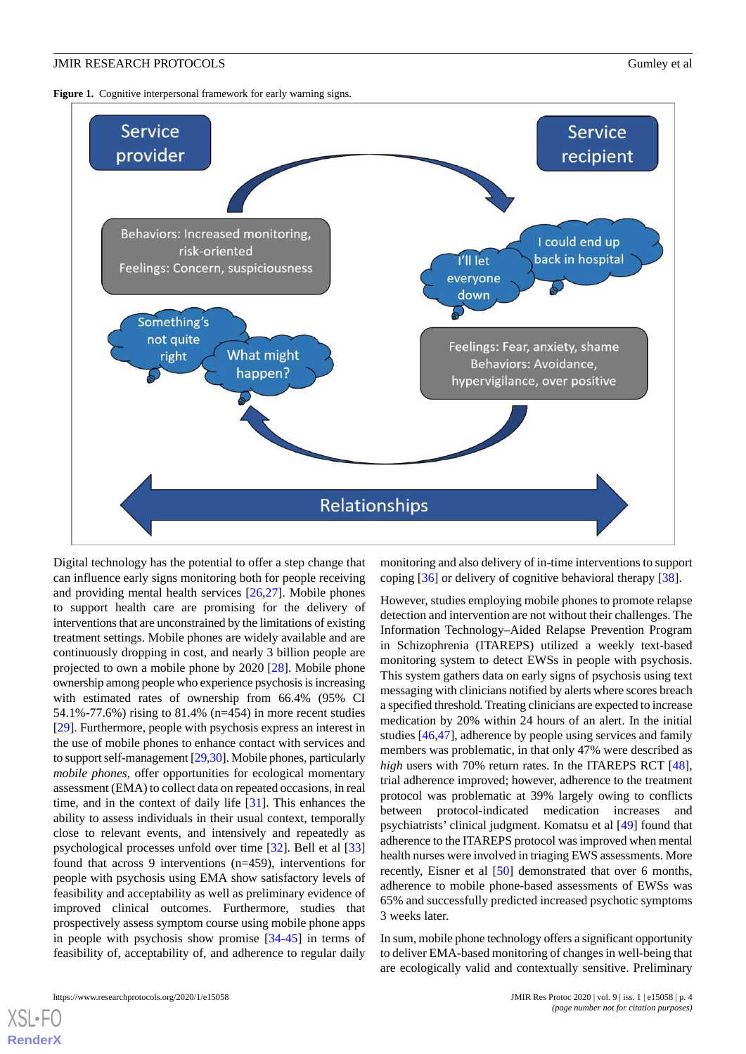**Figure 1.** Cognitive interpersonal framework for early warning signs.

Digital technology has the potential to offer a step change that can influence early signs monitoring both for people receiving and providing mental health services [26,27]. Mobile phones to support health care are promising for the delivery of interventions that are unconstrained by the limitations of existing treatment settings. Mobile phones are widely available and are continuously dropping in cost, and nearly 3 billion people are projected to own a mobile phone by 2020 [28]. Mobile phone ownership among people who experience psychosis is increasing with estimated rates of ownership from 66.4% (95% CI 54.1%-77.6%) rising to 81.4% (n=454) in more recent studies [29]. Furthermore, people with psychosis express an interest in the use of mobile phones to enhance contact with services and to support self-management [29,30]. Mobile phones, particularly *mobile phones*, offer opportunities for ecological momentary assessment (EMA) to collect data on repeated occasions, in real time, and in the context of daily life [31]. This enhances the ability to assess individuals in their usual context, temporally close to relevant events, and intensively and repeatedly as psychological processes unfold over time [32]. Bell et al [33] found that across 9 interventions (n=459), interventions for people with psychosis using EMA show satisfactory levels of feasibility and acceptability as well as preliminary evidence of improved clinical outcomes. Furthermore, studies that prospectively assess symptom course using mobile phone apps in people with psychosis show promise [34-45] in terms of feasibility of, acceptability of, and adherence to regular daily monitoring and also delivery of in-time interventions to support coping [36] or delivery of cognitive behavioral therapy [38].

However, studies employing mobile phones to promote relapse detection and intervention are not without their challenges. The Information Technology–Aided Relapse Prevention Program in Schizophrenia (ITAREPS) utilized a weekly text-based monitoring system to detect EWSs in people with psychosis. This system gathers data on early signs of psychosis using text messaging with clinicians notified by alerts where scores breach a specified threshold. Treating clinicians are expected to increase medication by 20% within 24 hours of an alert. In the initial studies [46,47], adherence by people using services and family members was problematic, in that only 47% were described as *high* users with 70% return rates. In the ITAREPS RCT [48], trial adherence improved; however, adherence to the treatment protocol was problematic at 39% largely owing to conflicts between protocol-indicated medication increases and psychiatrists' clinical judgment. Komatsu et al [49] found that adherence to the ITAREPS protocol was improved when mental health nurses were involved in triaging EWS assessments. More recently, Eisner et al [50] demonstrated that over 6 months, adherence to mobile phone-based assessments of EWSs was 65% and successfully predicted increased psychotic symptoms 3 weeks later.

In sum, mobile phone technology offers a significant opportunity to deliver EMA-based monitoring of changes in well-being that are ecologically valid and contextually sensitive. Preliminary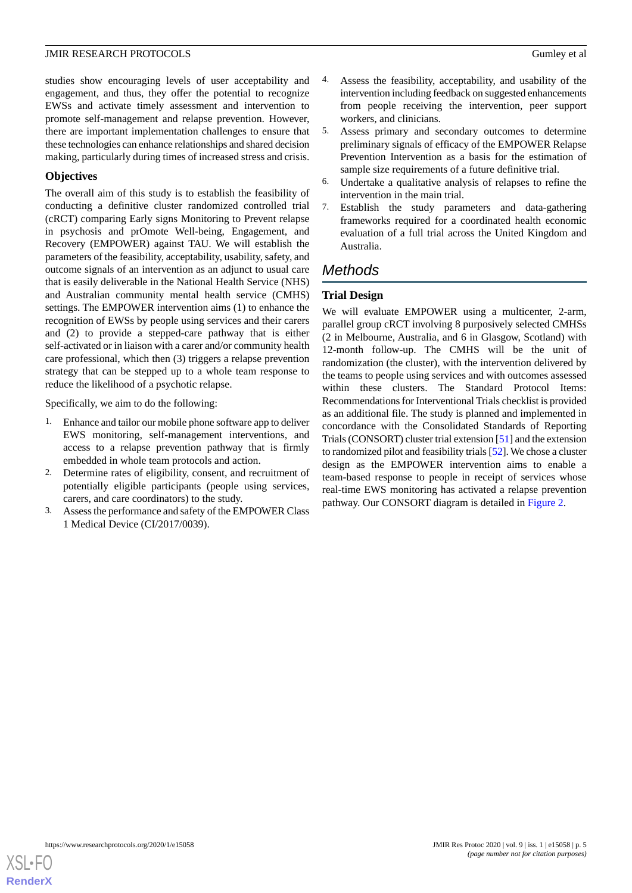studies show encouraging levels of user acceptability and engagement, and thus, they offer the potential to recognize EWSs and activate timely assessment and intervention to promote self-management and relapse prevention. However, there are important implementation challenges to ensure that these technologies can enhance relationships and shared decision making, particularly during times of increased stress and crisis.

### Objectives

The overall aim of this study is to establish the feasibility of conducting a definitive cluster randomized controlled trial (cRCT) comparing Early signs Monitoring to Prevent relapse in psychosis and prOmote Well-being, Engagement, and Recovery (EMPOWER) against TAU. We will establish the parameters of the feasibility, acceptability, usability, safety, and outcome signals of an intervention as an adjunct to usual care that is easily deliverable in the National Health Service (NHS) and Australian community mental health service (CMHS) settings. The EMPOWER intervention aims (1) to enhance the recognition of EWSs by people using services and their carers and (2) to provide a stepped-care pathway that is either self-activated or in liaison with a carer and/or community health care professional, which then (3) triggers a relapse prevention strategy that can be stepped up to a whole team response to reduce the likelihood of a psychotic relapse.

Specifically, we aim to do the following:

1. Enhance and tailor our mobile phone software app to deliver EWS monitoring, self-management interventions, and access to a relapse prevention pathway that is firmly embedded in whole team protocols and action.
2. Determine rates of eligibility, consent, and recruitment of potentially eligible participants (people using services, carers, and care coordinators) to the study.
3. Assess the performance and safety of the EMPOWER Class 1 Medical Device (CI/2017/0039).
4. Assess the feasibility, acceptability, and usability of the intervention including feedback on suggested enhancements from people receiving the intervention, peer support workers, and clinicians.
5. Assess primary and secondary outcomes to determine preliminary signals of efficacy of the EMPOWER Relapse Prevention Intervention as a basis for the estimation of sample size requirements of a future definitive trial.
6. Undertake a qualitative analysis of relapses to refine the intervention in the main trial.
7. Establish the study parameters and data-gathering frameworks required for a coordinated health economic evaluation of a full trial across the United Kingdom and Australia.

## *Methods*

### Trial Design

We will evaluate EMPOWER using a multicenter, 2-arm, parallel group cRCT involving 8 purposively selected CMHSs (2 in Melbourne, Australia, and 6 in Glasgow, Scotland) with 12-month follow-up. The CMHS will be the unit of randomization (the cluster), with the intervention delivered by the teams to people using services and with outcomes assessed within these clusters. The Standard Protocol Items: Recommendations for Interventional Trials checklist is provided as an additional file. The study is planned and implemented in concordance with the Consolidated Standards of Reporting Trials (CONSORT) cluster trial extension [51] and the extension to randomized pilot and feasibility trials [52]. We chose a cluster design as the EMPOWER intervention aims to enable a team-based response to people in receipt of services whose real-time EWS monitoring has activated a relapse prevention pathway. Our CONSORT diagram is detailed in Figure 2.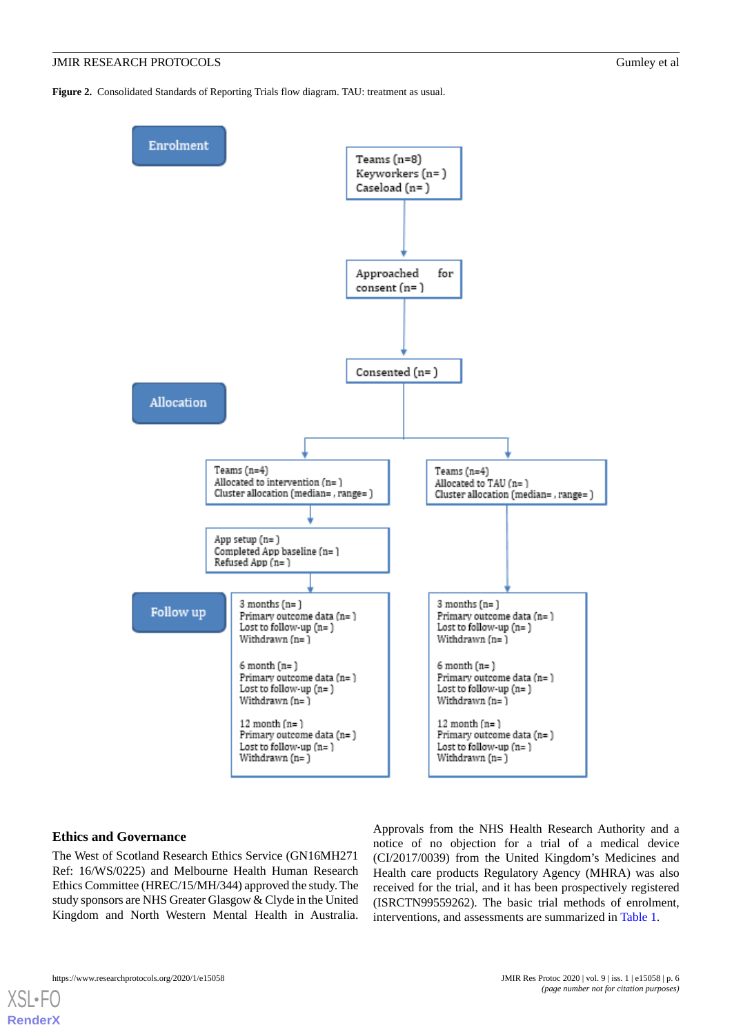**Figure 2.** Consolidated Standards of Reporting Trials flow diagram. TAU: treatment as usual.

**Enrolment**

Teams (n=8)
Keyworkers (n= )
Caseload (n= )

Approached for consent (n= )

Consented (n= )

**Allocation**

Teams (n=4)
Allocated to intervention (n= )
Cluster allocation (median= , range= )

Teams (n=4)
Allocated to TAU (n= )
Cluster allocation (median= , range= )

App setup (n= )
Completed App baseline (n= )
Refused App (n= )

**Follow up**

Intervention arm:

3 months (n= )
Primary outcome data (n= )
Lost to follow-up (n= )
Withdrawn (n= )

6 month (n= )
Primary outcome data (n= )
Lost to follow-up (n= )
Withdrawn (n= )

12 month (n= )
Primary outcome data (n= )
Lost to follow-up (n= )
Withdrawn (n= )

TAU arm:

3 months (n= )
Primary outcome data (n= )
Lost to follow-up (n= )
Withdrawn (n= )

6 month (n= )
Primary outcome data (n= )
Lost to follow-up (n= )
Withdrawn (n= )

12 month (n= )
Primary outcome data (n= )
Lost to follow-up (n= )
Withdrawn (n= )

## Ethics and Governance

The West of Scotland Research Ethics Service (GN16MH271 Ref: 16/WS/0225) and Melbourne Health Human Research Ethics Committee (HREC/15/MH/344) approved the study. The study sponsors are NHS Greater Glasgow & Clyde in the United Kingdom and North Western Mental Health in Australia. Approvals from the NHS Health Research Authority and a notice of no objection for a trial of a medical device (CI/2017/0039) from the United Kingdom's Medicines and Health care products Regulatory Agency (MHRA) was also received for the trial, and it has been prospectively registered (ISRCTN99559262). The basic trial methods of enrolment, interventions, and assessments are summarized in Table 1.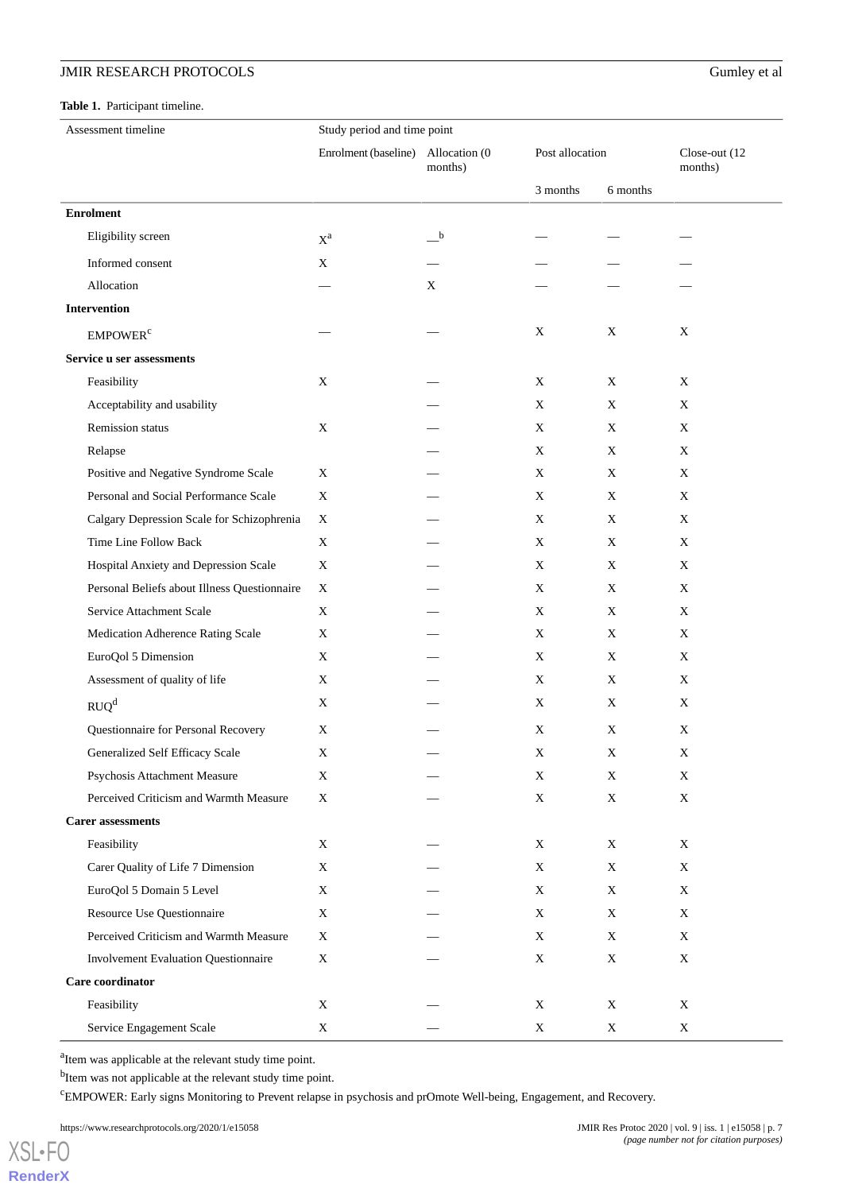**Table 1.** Participant timeline.

| Assessment timeline | Study period and time point | | | | |
|---|---|---|---|---|---|
| | Enrolment (baseline) | Allocation (0 months) | Post allocation | | Close-out (12 months) |
| | | | 3 months | 6 months | |
| **Enrolment** | | | | | |
| Eligibility screen | X[a] | —[b] | — | — | — |
| Informed consent | X | — | — | — | — |
| Allocation | — | X | — | — | — |
| **Intervention** | | | | | |
| EMPOWER[c] | — | — | X | X | X |
| **Service u ser assessments** | | | | | |
| Feasibility | X | — | X | X | X |
| Acceptability and usability | | — | X | X | X |
| Remission status | X | — | X | X | X |
| Relapse | | — | X | X | X |
| Positive and Negative Syndrome Scale | X | — | X | X | X |
| Personal and Social Performance Scale | X | — | X | X | X |
| Calgary Depression Scale for Schizophrenia | X | — | X | X | X |
| Time Line Follow Back | X | — | X | X | X |
| Hospital Anxiety and Depression Scale | X | — | X | X | X |
| Personal Beliefs about Illness Questionnaire | X | — | X | X | X |
| Service Attachment Scale | X | — | X | X | X |
| Medication Adherence Rating Scale | X | — | X | X | X |
| EuroQol 5 Dimension | X | — | X | X | X |
| Assessment of quality of life | X | — | X | X | X |
| RUQ[d] | X | — | X | X | X |
| Questionnaire for Personal Recovery | X | — | X | X | X |
| Generalized Self Efficacy Scale | X | — | X | X | X |
| Psychosis Attachment Measure | X | — | X | X | X |
| Perceived Criticism and Warmth Measure | X | — | X | X | X |
| **Carer assessments** | | | | | |
| Feasibility | X | — | X | X | X |
| Carer Quality of Life 7 Dimension | X | — | X | X | X |
| EuroQol 5 Domain 5 Level | X | — | X | X | X |
| Resource Use Questionnaire | X | — | X | X | X |
| Perceived Criticism and Warmth Measure | X | — | X | X | X |
| Involvement Evaluation Questionnaire | X | — | X | X | X |
| **Care coordinator** | | | | | |
| Feasibility | X | — | X | X | X |
| Service Engagement Scale | X | — | X | X | X |

[a]Item was applicable at the relevant study time point.

[b]Item was not applicable at the relevant study time point.

[c]EMPOWER: Early signs Monitoring to Prevent relapse in psychosis and prOmote Well-being, Engagement, and Recovery.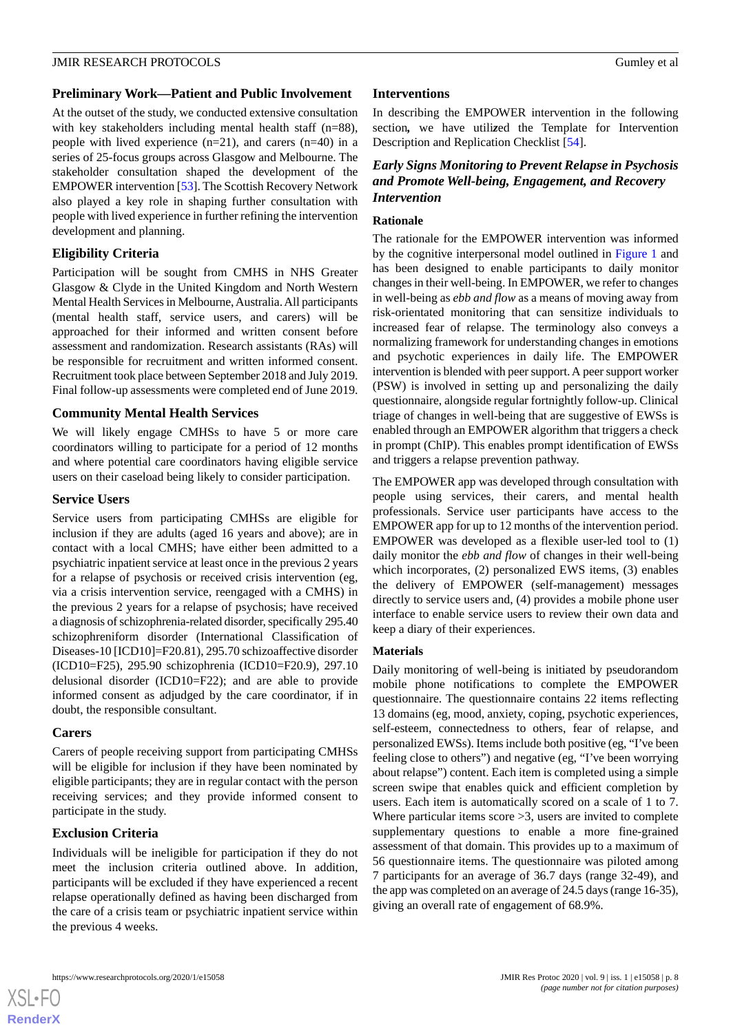### Preliminary Work—Patient and Public Involvement

At the outset of the study, we conducted extensive consultation with key stakeholders including mental health staff (n=88), people with lived experience (n=21), and carers (n=40) in a series of 25-focus groups across Glasgow and Melbourne. The stakeholder consultation shaped the development of the EMPOWER intervention [53]. The Scottish Recovery Network also played a key role in shaping further consultation with people with lived experience in further refining the intervention development and planning.

### Eligibility Criteria

Participation will be sought from CMHS in NHS Greater Glasgow & Clyde in the United Kingdom and North Western Mental Health Services in Melbourne, Australia. All participants (mental health staff, service users, and carers) will be approached for their informed and written consent before assessment and randomization. Research assistants (RAs) will be responsible for recruitment and written informed consent. Recruitment took place between September 2018 and July 2019. Final follow-up assessments were completed end of June 2019.

### Community Mental Health Services

We will likely engage CMHSs to have 5 or more care coordinators willing to participate for a period of 12 months and where potential care coordinators having eligible service users on their caseload being likely to consider participation.

### Service Users

Service users from participating CMHSs are eligible for inclusion if they are adults (aged 16 years and above); are in contact with a local CMHS; have either been admitted to a psychiatric inpatient service at least once in the previous 2 years for a relapse of psychosis or received crisis intervention (eg, via a crisis intervention service, reengaged with a CMHS) in the previous 2 years for a relapse of psychosis; have received a diagnosis of schizophrenia-related disorder, specifically 295.40 schizophreniform disorder (International Classification of Diseases-10 [ICD10]=F20.81), 295.70 schizoaffective disorder (ICD10=F25), 295.90 schizophrenia (ICD10=F20.9), 297.10 delusional disorder (ICD10=F22); and are able to provide informed consent as adjudged by the care coordinator, if in doubt, the responsible consultant.

### Carers

Carers of people receiving support from participating CMHSs will be eligible for inclusion if they have been nominated by eligible participants; they are in regular contact with the person receiving services; and they provide informed consent to participate in the study.

### Exclusion Criteria

Individuals will be ineligible for participation if they do not meet the inclusion criteria outlined above. In addition, participants will be excluded if they have experienced a recent relapse operationally defined as having been discharged from the care of a crisis team or psychiatric inpatient service within the previous 4 weeks.

## Interventions

In describing the EMPOWER intervention in the following section, we have utilized the Template for Intervention Description and Replication Checklist [54].

### *Early Signs Monitoring to Prevent Relapse in Psychosis and Promote Well-being, Engagement, and Recovery Intervention*

#### Rationale

The rationale for the EMPOWER intervention was informed by the cognitive interpersonal model outlined in Figure 1 and has been designed to enable participants to daily monitor changes in their well-being. In EMPOWER, we refer to changes in well-being as *ebb and flow* as a means of moving away from risk-orientated monitoring that can sensitize individuals to increased fear of relapse. The terminology also conveys a normalizing framework for understanding changes in emotions and psychotic experiences in daily life. The EMPOWER intervention is blended with peer support. A peer support worker (PSW) is involved in setting up and personalizing the daily questionnaire, alongside regular fortnightly follow-up. Clinical triage of changes in well-being that are suggestive of EWSs is enabled through an EMPOWER algorithm that triggers a check in prompt (ChIP). This enables prompt identification of EWSs and triggers a relapse prevention pathway.

The EMPOWER app was developed through consultation with people using services, their carers, and mental health professionals. Service user participants have access to the EMPOWER app for up to 12 months of the intervention period. EMPOWER was developed as a flexible user-led tool to (1) daily monitor the *ebb and flow* of changes in their well-being which incorporates, (2) personalized EWS items, (3) enables the delivery of EMPOWER (self-management) messages directly to service users and, (4) provides a mobile phone user interface to enable service users to review their own data and keep a diary of their experiences.

#### Materials

Daily monitoring of well-being is initiated by pseudorandom mobile phone notifications to complete the EMPOWER questionnaire. The questionnaire contains 22 items reflecting 13 domains (eg, mood, anxiety, coping, psychotic experiences, self-esteem, connectedness to others, fear of relapse, and personalized EWSs). Items include both positive (eg, "I've been feeling close to others") and negative (eg, "I've been worrying about relapse") content. Each item is completed using a simple screen swipe that enables quick and efficient completion by users. Each item is automatically scored on a scale of 1 to 7. Where particular items score >3, users are invited to complete supplementary questions to enable a more fine-grained assessment of that domain. This provides up to a maximum of 56 questionnaire items. The questionnaire was piloted among 7 participants for an average of 36.7 days (range 32-49), and the app was completed on an average of 24.5 days (range 16-35), giving an overall rate of engagement of 68.9%.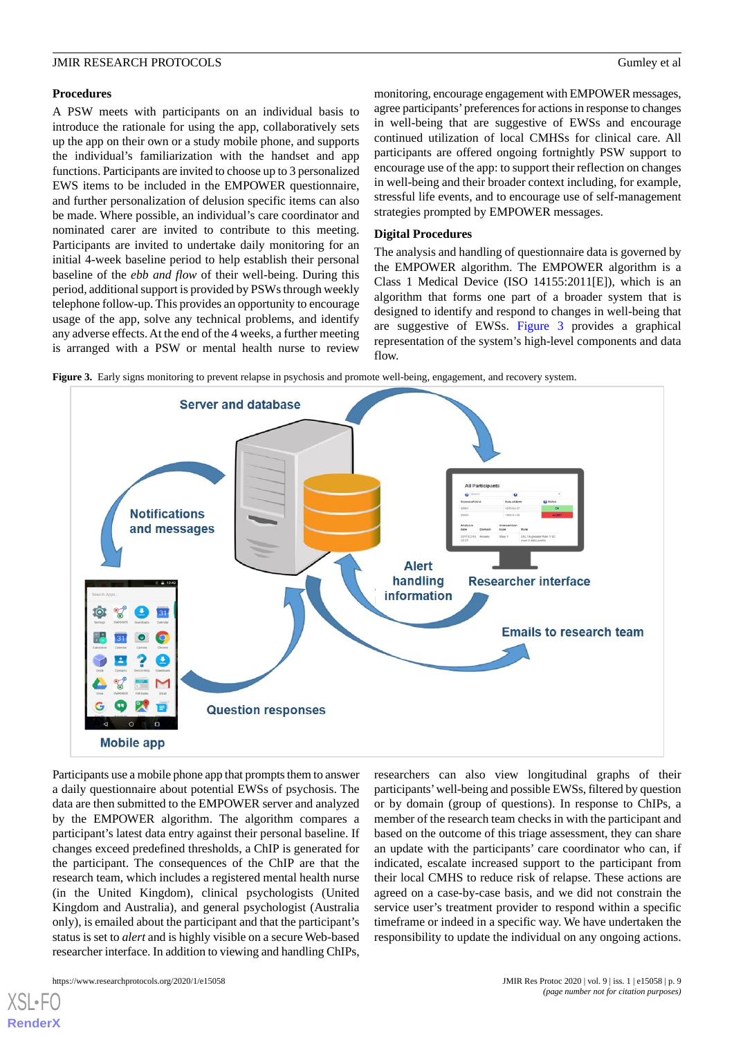### Procedures

A PSW meets with participants on an individual basis to introduce the rationale for using the app, collaboratively sets up the app on their own or a study mobile phone, and supports the individual's familiarization with the handset and app functions. Participants are invited to choose up to 3 personalized EWS items to be included in the EMPOWER questionnaire, and further personalization of delusion specific items can also be made. Where possible, an individual's care coordinator and nominated carer are invited to contribute to this meeting. Participants are invited to undertake daily monitoring for an initial 4-week baseline period to help establish their personal baseline of the *ebb and flow* of their well-being. During this period, additional support is provided by PSWs through weekly telephone follow-up. This provides an opportunity to encourage usage of the app, solve any technical problems, and identify any adverse effects. At the end of the 4 weeks, a further meeting is arranged with a PSW or mental health nurse to review monitoring, encourage engagement with EMPOWER messages, agree participants' preferences for actions in response to changes in well-being that are suggestive of EWSs and encourage continued utilization of local CMHSs for clinical care. All participants are offered ongoing fortnightly PSW support to encourage use of the app: to support their reflection on changes in well-being and their broader context including, for example, stressful life events, and to encourage use of self-management strategies prompted by EMPOWER messages.

### Digital Procedures

The analysis and handling of questionnaire data is governed by the EMPOWER algorithm. The EMPOWER algorithm is a Class 1 Medical Device (ISO 14155:2011[E]), which is an algorithm that forms one part of a broader system that is designed to identify and respond to changes in well-being that are suggestive of EWSs. Figure 3 provides a graphical representation of the system's high-level components and data flow.

**Figure 3.** Early signs monitoring to prevent relapse in psychosis and promote well-being, engagement, and recovery system.

Participants use a mobile phone app that prompts them to answer a daily questionnaire about potential EWSs of psychosis. The data are then submitted to the EMPOWER server and analyzed by the EMPOWER algorithm. The algorithm compares a participant's latest data entry against their personal baseline. If changes exceed predefined thresholds, a ChIP is generated for the participant. The consequences of the ChIP are that the research team, which includes a registered mental health nurse (in the United Kingdom), clinical psychologists (United Kingdom and Australia), and general psychologist (Australia only), is emailed about the participant and that the participant's status is set to *alert* and is highly visible on a secure Web-based researcher interface. In addition to viewing and handling ChIPs, researchers can also view longitudinal graphs of their participants' well-being and possible EWSs, filtered by question or by domain (group of questions). In response to ChIPs, a member of the research team checks in with the participant and based on the outcome of this triage assessment, they can share an update with the participants' care coordinator who can, if indicated, escalate increased support to the participant from their local CMHS to reduce risk of relapse. These actions are agreed on a case-by-case basis, and we did not constrain the service user's treatment provider to respond within a specific timeframe or indeed in a specific way. We have undertaken the responsibility to update the individual on any ongoing actions.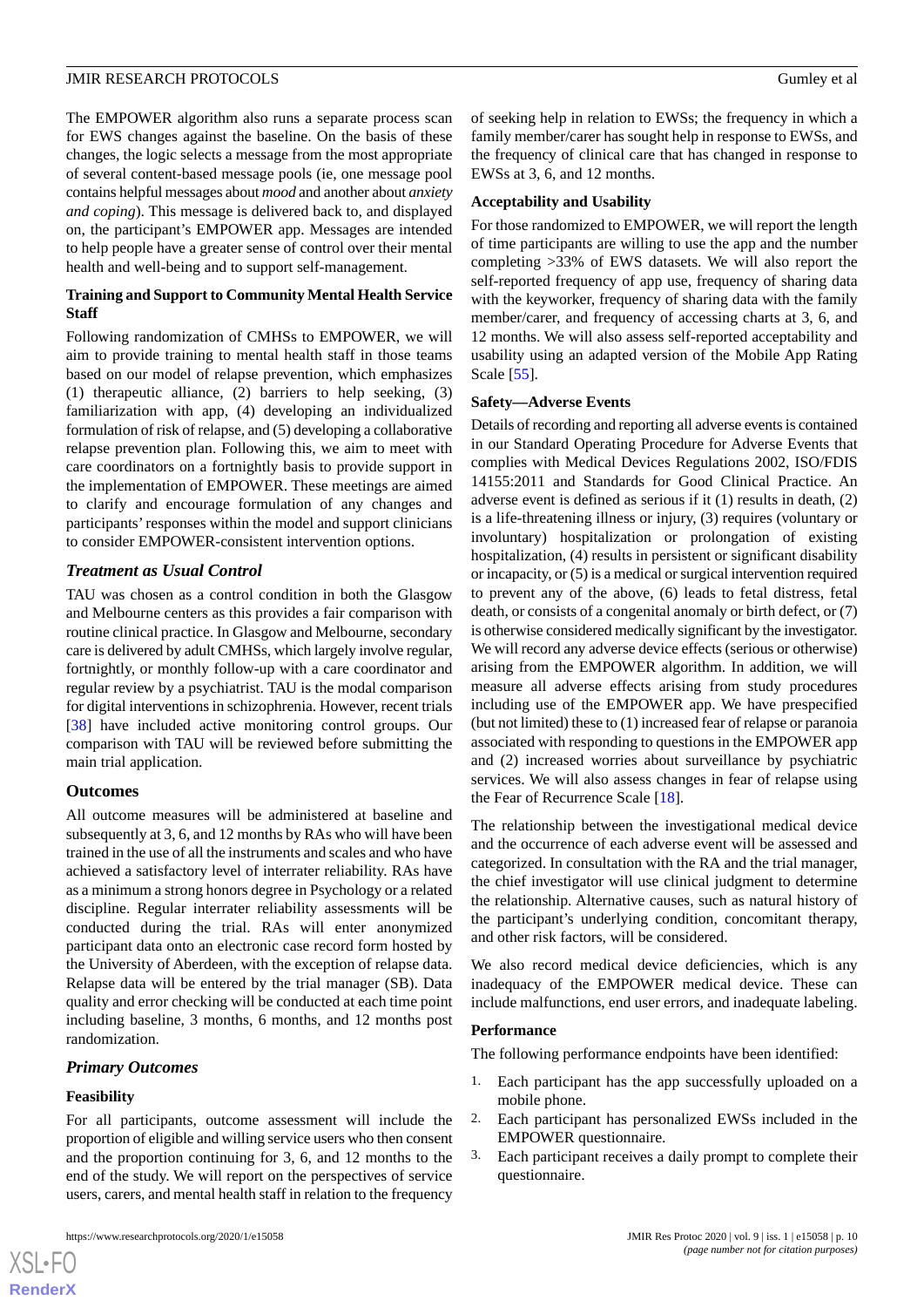The EMPOWER algorithm also runs a separate process scan for EWS changes against the baseline. On the basis of these changes, the logic selects a message from the most appropriate of several content-based message pools (ie, one message pool contains helpful messages about *mood* and another about *anxiety and coping*). This message is delivered back to, and displayed on, the participant's EMPOWER app. Messages are intended to help people have a greater sense of control over their mental health and well-being and to support self-management.

#### Training and Support to Community Mental Health Service Staff

Following randomization of CMHSs to EMPOWER, we will aim to provide training to mental health staff in those teams based on our model of relapse prevention, which emphasizes (1) therapeutic alliance, (2) barriers to help seeking, (3) familiarization with app, (4) developing an individualized formulation of risk of relapse, and (5) developing a collaborative relapse prevention plan. Following this, we aim to meet with care coordinators on a fortnightly basis to provide support in the implementation of EMPOWER. These meetings are aimed to clarify and encourage formulation of any changes and participants' responses within the model and support clinicians to consider EMPOWER-consistent intervention options.

### *Treatment as Usual Control*

TAU was chosen as a control condition in both the Glasgow and Melbourne centers as this provides a fair comparison with routine clinical practice. In Glasgow and Melbourne, secondary care is delivered by adult CMHSs, which largely involve regular, fortnightly, or monthly follow-up with a care coordinator and regular review by a psychiatrist. TAU is the modal comparison for digital interventions in schizophrenia. However, recent trials [38] have included active monitoring control groups. Our comparison with TAU will be reviewed before submitting the main trial application.

### Outcomes

All outcome measures will be administered at baseline and subsequently at 3, 6, and 12 months by RAs who will have been trained in the use of all the instruments and scales and who have achieved a satisfactory level of interrater reliability. RAs have as a minimum a strong honors degree in Psychology or a related discipline. Regular interrater reliability assessments will be conducted during the trial. RAs will enter anonymized participant data onto an electronic case record form hosted by the University of Aberdeen, with the exception of relapse data. Relapse data will be entered by the trial manager (SB). Data quality and error checking will be conducted at each time point including baseline, 3 months, 6 months, and 12 months post randomization.

### *Primary Outcomes*

#### Feasibility

For all participants, outcome assessment will include the proportion of eligible and willing service users who then consent and the proportion continuing for 3, 6, and 12 months to the end of the study. We will report on the perspectives of service users, carers, and mental health staff in relation to the frequency of seeking help in relation to EWSs; the frequency in which a family member/carer has sought help in response to EWSs, and the frequency of clinical care that has changed in response to EWSs at 3, 6, and 12 months.

#### Acceptability and Usability

For those randomized to EMPOWER, we will report the length of time participants are willing to use the app and the number completing >33% of EWS datasets. We will also report the self-reported frequency of app use, frequency of sharing data with the keyworker, frequency of sharing data with the family member/carer, and frequency of accessing charts at 3, 6, and 12 months. We will also assess self-reported acceptability and usability using an adapted version of the Mobile App Rating Scale [55].

#### Safety—Adverse Events

Details of recording and reporting all adverse events is contained in our Standard Operating Procedure for Adverse Events that complies with Medical Devices Regulations 2002, ISO/FDIS 14155:2011 and Standards for Good Clinical Practice. An adverse event is defined as serious if it (1) results in death, (2) is a life-threatening illness or injury, (3) requires (voluntary or involuntary) hospitalization or prolongation of existing hospitalization, (4) results in persistent or significant disability or incapacity, or (5) is a medical or surgical intervention required to prevent any of the above, (6) leads to fetal distress, fetal death, or consists of a congenital anomaly or birth defect, or (7) is otherwise considered medically significant by the investigator. We will record any adverse device effects (serious or otherwise) arising from the EMPOWER algorithm. In addition, we will measure all adverse effects arising from study procedures including use of the EMPOWER app. We have prespecified (but not limited) these to (1) increased fear of relapse or paranoia associated with responding to questions in the EMPOWER app and (2) increased worries about surveillance by psychiatric services. We will also assess changes in fear of relapse using the Fear of Recurrence Scale [18].

The relationship between the investigational medical device and the occurrence of each adverse event will be assessed and categorized. In consultation with the RA and the trial manager, the chief investigator will use clinical judgment to determine the relationship. Alternative causes, such as natural history of the participant's underlying condition, concomitant therapy, and other risk factors, will be considered.

We also record medical device deficiencies, which is any inadequacy of the EMPOWER medical device. These can include malfunctions, end user errors, and inadequate labeling.

#### Performance

The following performance endpoints have been identified:

1. Each participant has the app successfully uploaded on a mobile phone.
2. Each participant has personalized EWSs included in the EMPOWER questionnaire.
3. Each participant receives a daily prompt to complete their questionnaire.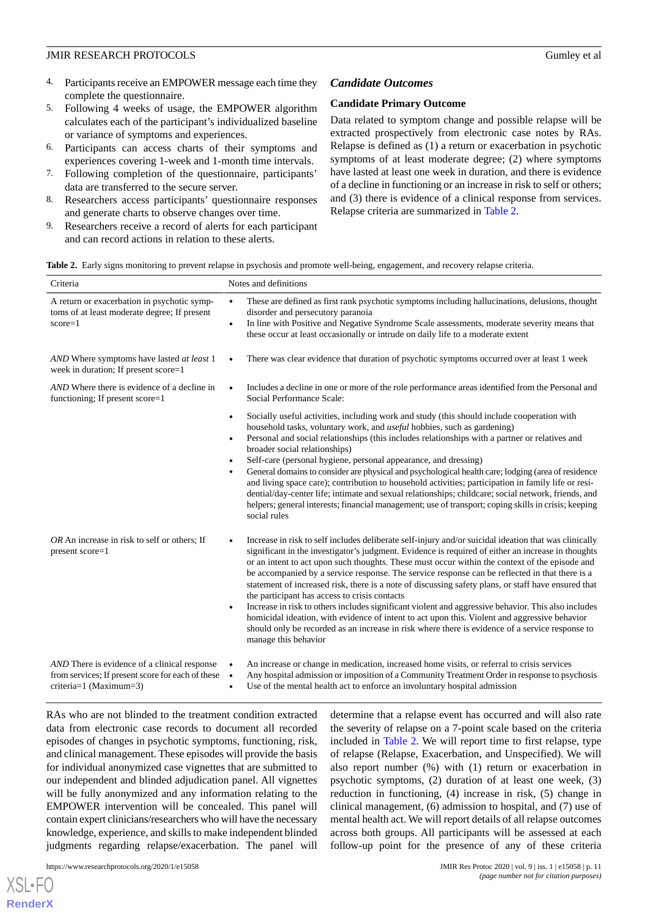4. Participants receive an EMPOWER message each time they complete the questionnaire.
5. Following 4 weeks of usage, the EMPOWER algorithm calculates each of the participant's individualized baseline or variance of symptoms and experiences.
6. Participants can access charts of their symptoms and experiences covering 1-week and 1-month time intervals.
7. Following completion of the questionnaire, participants' data are transferred to the secure server.
8. Researchers access participants' questionnaire responses and generate charts to observe changes over time.
9. Researchers receive a record of alerts for each participant and can record actions in relation to these alerts.

### *Candidate Outcomes*

#### Candidate Primary Outcome

Data related to symptom change and possible relapse will be extracted prospectively from electronic case notes by RAs. Relapse is defined as (1) a return or exacerbation in psychotic symptoms of at least moderate degree; (2) where symptoms have lasted at least one week in duration, and there is evidence of a decline in functioning or an increase in risk to self or others; and (3) there is evidence of a clinical response from services. Relapse criteria are summarized in Table 2.

**Table 2.** Early signs monitoring to prevent relapse in psychosis and promote well-being, engagement, and recovery relapse criteria.

| Criteria | Notes and definitions |
|---|---|
| A return or exacerbation in psychotic symptoms of at least moderate degree; If present score=1 | • These are defined as first rank psychotic symptoms including hallucinations, delusions, thought disorder and persecutory paranoia<br>• In line with Positive and Negative Syndrome Scale assessments, moderate severity means that these occur at least occasionally or intrude on daily life to a moderate extent |
| *AND* Where symptoms have lasted *at least* 1 week in duration; If present score=1 | • There was clear evidence that duration of psychotic symptoms occurred over at least 1 week |
| *AND* Where there is evidence of a decline in functioning; If present score=1 | • Includes a decline in one or more of the role performance areas identified from the Personal and Social Performance Scale:<br>• Socially useful activities, including work and study (this should include cooperation with household tasks, voluntary work, and *useful* hobbies, such as gardening)<br>• Personal and social relationships (this includes relationships with a partner or relatives and broader social relationships)<br>• Self-care (personal hygiene, personal appearance, and dressing)<br>• General domains to consider are physical and psychological health care; lodging (area of residence and living space care); contribution to household activities; participation in family life or residential/day-center life; intimate and sexual relationships; childcare; social network, friends, and helpers; general interests; financial management; use of transport; coping skills in crisis; keeping social rules |
| *OR* An increase in risk to self or others; If present score=1 | • Increase in risk to self includes deliberate self-injury and/or suicidal ideation that was clinically significant in the investigator's judgment. Evidence is required of either an increase in thoughts or an intent to act upon such thoughts. These must occur within the context of the episode and be accompanied by a service response. The service response can be reflected in that there is a statement of increased risk, there is a note of discussing safety plans, or staff have ensured that the participant has access to crisis contacts<br>• Increase in risk to others includes significant violent and aggressive behavior. This also includes homicidal ideation, with evidence of intent to act upon this. Violent and aggressive behavior should only be recorded as an increase in risk where there is evidence of a service response to manage this behavior |
| *AND* There is evidence of a clinical response from services; If present score for each of these criteria=1 (Maximum=3) | • An increase or change in medication, increased home visits, or referral to crisis services<br>• Any hospital admission or imposition of a Community Treatment Order in response to psychosis<br>• Use of the mental health act to enforce an involuntary hospital admission |

RAs who are not blinded to the treatment condition extracted data from electronic case records to document all recorded episodes of changes in psychotic symptoms, functioning, risk, and clinical management. These episodes will provide the basis for individual anonymized case vignettes that are submitted to our independent and blinded adjudication panel. All vignettes will be fully anonymized and any information relating to the EMPOWER intervention will be concealed. This panel will contain expert clinicians/researchers who will have the necessary knowledge, experience, and skills to make independent blinded judgments regarding relapse/exacerbation. The panel will determine that a relapse event has occurred and will also rate the severity of relapse on a 7-point scale based on the criteria included in Table 2. We will report time to first relapse, type of relapse (Relapse, Exacerbation, and Unspecified). We will also report number (%) with (1) return or exacerbation in psychotic symptoms, (2) duration of at least one week, (3) reduction in functioning, (4) increase in risk, (5) change in clinical management, (6) admission to hospital, and (7) use of mental health act. We will report details of all relapse outcomes across both groups. All participants will be assessed at each follow-up point for the presence of any of these criteria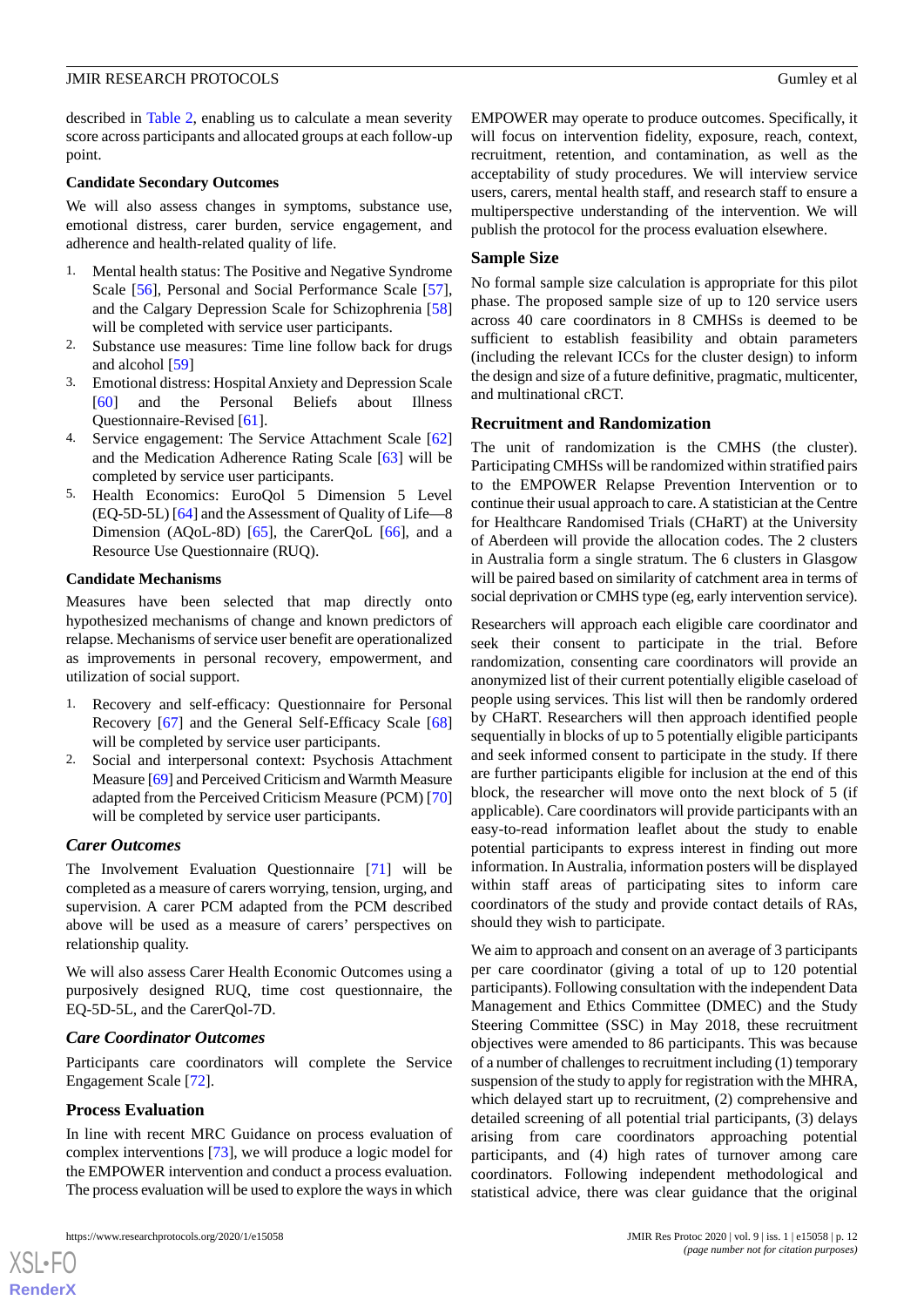described in Table 2, enabling us to calculate a mean severity score across participants and allocated groups at each follow-up point.

### Candidate Secondary Outcomes

We will also assess changes in symptoms, substance use, emotional distress, carer burden, service engagement, and adherence and health-related quality of life.

1. Mental health status: The Positive and Negative Syndrome Scale [56], Personal and Social Performance Scale [57], and the Calgary Depression Scale for Schizophrenia [58] will be completed with service user participants.
2. Substance use measures: Time line follow back for drugs and alcohol [59]
3. Emotional distress: Hospital Anxiety and Depression Scale [60] and the Personal Beliefs about Illness Questionnaire-Revised [61].
4. Service engagement: The Service Attachment Scale [62] and the Medication Adherence Rating Scale [63] will be completed by service user participants.
5. Health Economics: EuroQol 5 Dimension 5 Level (EQ-5D-5L) [64] and the Assessment of Quality of Life—8 Dimension (AQoL-8D) [65], the CarerQoL [66], and a Resource Use Questionnaire (RUQ).

### Candidate Mechanisms

Measures have been selected that map directly onto hypothesized mechanisms of change and known predictors of relapse. Mechanisms of service user benefit are operationalized as improvements in personal recovery, empowerment, and utilization of social support.

1. Recovery and self-efficacy: Questionnaire for Personal Recovery [67] and the General Self-Efficacy Scale [68] will be completed by service user participants.
2. Social and interpersonal context: Psychosis Attachment Measure [69] and Perceived Criticism and Warmth Measure adapted from the Perceived Criticism Measure (PCM) [70] will be completed by service user participants.

### *Carer Outcomes*

The Involvement Evaluation Questionnaire [71] will be completed as a measure of carers worrying, tension, urging, and supervision. A carer PCM adapted from the PCM described above will be used as a measure of carers' perspectives on relationship quality.

We will also assess Carer Health Economic Outcomes using a purposively designed RUQ, time cost questionnaire, the EQ-5D-5L, and the CarerQol-7D.

### *Care Coordinator Outcomes*

Participants care coordinators will complete the Service Engagement Scale [72].

### Process Evaluation

In line with recent MRC Guidance on process evaluation of complex interventions [73], we will produce a logic model for the EMPOWER intervention and conduct a process evaluation. The process evaluation will be used to explore the ways in which EMPOWER may operate to produce outcomes. Specifically, it will focus on intervention fidelity, exposure, reach, context, recruitment, retention, and contamination, as well as the acceptability of study procedures. We will interview service users, carers, mental health staff, and research staff to ensure a multiperspective understanding of the intervention. We will publish the protocol for the process evaluation elsewhere.

## Sample Size

No formal sample size calculation is appropriate for this pilot phase. The proposed sample size of up to 120 service users across 40 care coordinators in 8 CMHSs is deemed to be sufficient to establish feasibility and obtain parameters (including the relevant ICCs for the cluster design) to inform the design and size of a future definitive, pragmatic, multicenter, and multinational cRCT.

## Recruitment and Randomization

The unit of randomization is the CMHS (the cluster). Participating CMHSs will be randomized within stratified pairs to the EMPOWER Relapse Prevention Intervention or to continue their usual approach to care. A statistician at the Centre for Healthcare Randomised Trials (CHaRT) at the University of Aberdeen will provide the allocation codes. The 2 clusters in Australia form a single stratum. The 6 clusters in Glasgow will be paired based on similarity of catchment area in terms of social deprivation or CMHS type (eg, early intervention service).

Researchers will approach each eligible care coordinator and seek their consent to participate in the trial. Before randomization, consenting care coordinators will provide an anonymized list of their current potentially eligible caseload of people using services. This list will then be randomly ordered by CHaRT. Researchers will then approach identified people sequentially in blocks of up to 5 potentially eligible participants and seek informed consent to participate in the study. If there are further participants eligible for inclusion at the end of this block, the researcher will move onto the next block of 5 (if applicable). Care coordinators will provide participants with an easy-to-read information leaflet about the study to enable potential participants to express interest in finding out more information. In Australia, information posters will be displayed within staff areas of participating sites to inform care coordinators of the study and provide contact details of RAs, should they wish to participate.

We aim to approach and consent on an average of 3 participants per care coordinator (giving a total of up to 120 potential participants). Following consultation with the independent Data Management and Ethics Committee (DMEC) and the Study Steering Committee (SSC) in May 2018, these recruitment objectives were amended to 86 participants. This was because of a number of challenges to recruitment including (1) temporary suspension of the study to apply for registration with the MHRA, which delayed start up to recruitment, (2) comprehensive and detailed screening of all potential trial participants, (3) delays arising from care coordinators approaching potential participants, and (4) high rates of turnover among care coordinators. Following independent methodological and statistical advice, there was clear guidance that the original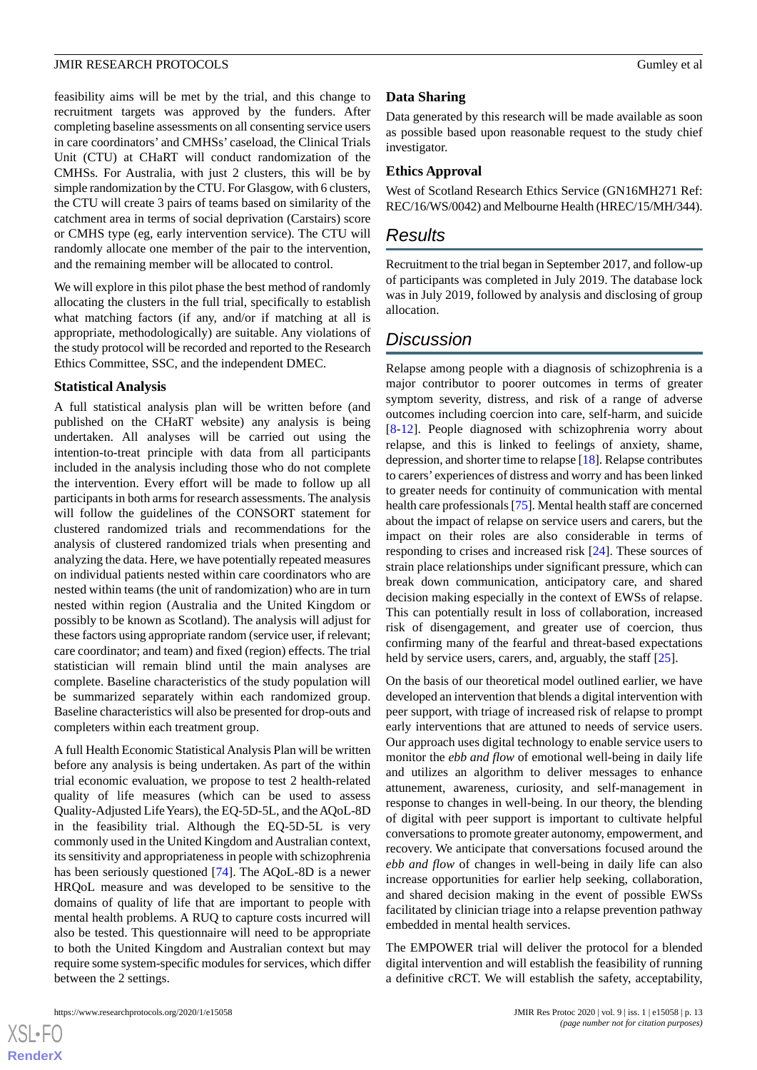feasibility aims will be met by the trial, and this change to recruitment targets was approved by the funders. After completing baseline assessments on all consenting service users in care coordinators' and CMHSs' caseload, the Clinical Trials Unit (CTU) at CHaRT will conduct randomization of the CMHSs. For Australia, with just 2 clusters, this will be by simple randomization by the CTU. For Glasgow, with 6 clusters, the CTU will create 3 pairs of teams based on similarity of the catchment area in terms of social deprivation (Carstairs) score or CMHS type (eg, early intervention service). The CTU will randomly allocate one member of the pair to the intervention, and the remaining member will be allocated to control.

We will explore in this pilot phase the best method of randomly allocating the clusters in the full trial, specifically to establish what matching factors (if any, and/or if matching at all is appropriate, methodologically) are suitable. Any violations of the study protocol will be recorded and reported to the Research Ethics Committee, SSC, and the independent DMEC.

### Statistical Analysis

A full statistical analysis plan will be written before (and published on the CHaRT website) any analysis is being undertaken. All analyses will be carried out using the intention-to-treat principle with data from all participants included in the analysis including those who do not complete the intervention. Every effort will be made to follow up all participants in both arms for research assessments. The analysis will follow the guidelines of the CONSORT statement for clustered randomized trials and recommendations for the analysis of clustered randomized trials when presenting and analyzing the data. Here, we have potentially repeated measures on individual patients nested within care coordinators who are nested within teams (the unit of randomization) who are in turn nested within region (Australia and the United Kingdom or possibly to be known as Scotland). The analysis will adjust for these factors using appropriate random (service user, if relevant; care coordinator; and team) and fixed (region) effects. The trial statistician will remain blind until the main analyses are complete. Baseline characteristics of the study population will be summarized separately within each randomized group. Baseline characteristics will also be presented for drop-outs and completers within each treatment group.

A full Health Economic Statistical Analysis Plan will be written before any analysis is being undertaken. As part of the within trial economic evaluation, we propose to test 2 health-related quality of life measures (which can be used to assess Quality-Adjusted Life Years), the EQ-5D-5L, and the AQoL-8D in the feasibility trial. Although the EQ-5D-5L is very commonly used in the United Kingdom and Australian context, its sensitivity and appropriateness in people with schizophrenia has been seriously questioned [74]. The AQoL-8D is a newer HRQoL measure and was developed to be sensitive to the domains of quality of life that are important to people with mental health problems. A RUQ to capture costs incurred will also be tested. This questionnaire will need to be appropriate to both the United Kingdom and Australian context but may require some system-specific modules for services, which differ between the 2 settings.

### Data Sharing

Data generated by this research will be made available as soon as possible based upon reasonable request to the study chief investigator.

### Ethics Approval

West of Scotland Research Ethics Service (GN16MH271 Ref: REC/16/WS/0042) and Melbourne Health (HREC/15/MH/344).

## Results

Recruitment to the trial began in September 2017, and follow-up of participants was completed in July 2019. The database lock was in July 2019, followed by analysis and disclosing of group allocation.

## Discussion

Relapse among people with a diagnosis of schizophrenia is a major contributor to poorer outcomes in terms of greater symptom severity, distress, and risk of a range of adverse outcomes including coercion into care, self-harm, and suicide [8-12]. People diagnosed with schizophrenia worry about relapse, and this is linked to feelings of anxiety, shame, depression, and shorter time to relapse [18]. Relapse contributes to carers' experiences of distress and worry and has been linked to greater needs for continuity of communication with mental health care professionals [75]. Mental health staff are concerned about the impact of relapse on service users and carers, but the impact on their roles are also considerable in terms of responding to crises and increased risk [24]. These sources of strain place relationships under significant pressure, which can break down communication, anticipatory care, and shared decision making especially in the context of EWSs of relapse. This can potentially result in loss of collaboration, increased risk of disengagement, and greater use of coercion, thus confirming many of the fearful and threat-based expectations held by service users, carers, and, arguably, the staff [25].

On the basis of our theoretical model outlined earlier, we have developed an intervention that blends a digital intervention with peer support, with triage of increased risk of relapse to prompt early interventions that are attuned to needs of service users. Our approach uses digital technology to enable service users to monitor the *ebb and flow* of emotional well-being in daily life and utilizes an algorithm to deliver messages to enhance attunement, awareness, curiosity, and self-management in response to changes in well-being. In our theory, the blending of digital with peer support is important to cultivate helpful conversations to promote greater autonomy, empowerment, and recovery. We anticipate that conversations focused around the *ebb and flow* of changes in well-being in daily life can also increase opportunities for earlier help seeking, collaboration, and shared decision making in the event of possible EWSs facilitated by clinician triage into a relapse prevention pathway embedded in mental health services.

The EMPOWER trial will deliver the protocol for a blended digital intervention and will establish the feasibility of running a definitive cRCT. We will establish the safety, acceptability,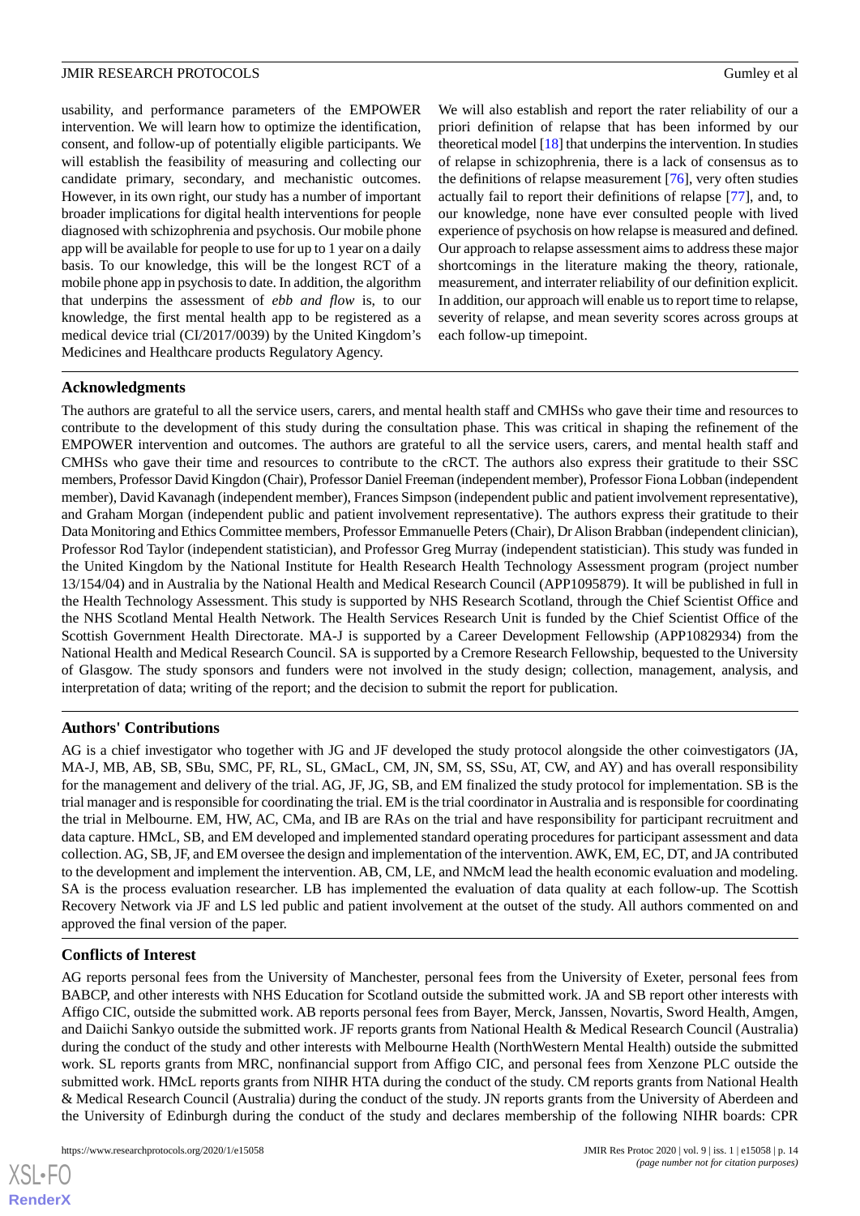usability, and performance parameters of the EMPOWER intervention. We will learn how to optimize the identification, consent, and follow-up of potentially eligible participants. We will establish the feasibility of measuring and collecting our candidate primary, secondary, and mechanistic outcomes. However, in its own right, our study has a number of important broader implications for digital health interventions for people diagnosed with schizophrenia and psychosis. Our mobile phone app will be available for people to use for up to 1 year on a daily basis. To our knowledge, this will be the longest RCT of a mobile phone app in psychosis to date. In addition, the algorithm that underpins the assessment of *ebb and flow* is, to our knowledge, the first mental health app to be registered as a medical device trial (CI/2017/0039) by the United Kingdom's Medicines and Healthcare products Regulatory Agency.

We will also establish and report the rater reliability of our a priori definition of relapse that has been informed by our theoretical model [18] that underpins the intervention. In studies of relapse in schizophrenia, there is a lack of consensus as to the definitions of relapse measurement [76], very often studies actually fail to report their definitions of relapse [77], and, to our knowledge, none have ever consulted people with lived experience of psychosis on how relapse is measured and defined. Our approach to relapse assessment aims to address these major shortcomings in the literature making the theory, rationale, measurement, and interrater reliability of our definition explicit. In addition, our approach will enable us to report time to relapse, severity of relapse, and mean severity scores across groups at each follow-up timepoint.

## Acknowledgments

The authors are grateful to all the service users, carers, and mental health staff and CMHSs who gave their time and resources to contribute to the development of this study during the consultation phase. This was critical in shaping the refinement of the EMPOWER intervention and outcomes. The authors are grateful to all the service users, carers, and mental health staff and CMHSs who gave their time and resources to contribute to the cRCT. The authors also express their gratitude to their SSC members, Professor David Kingdon (Chair), Professor Daniel Freeman (independent member), Professor Fiona Lobban (independent member), David Kavanagh (independent member), Frances Simpson (independent public and patient involvement representative), and Graham Morgan (independent public and patient involvement representative). The authors express their gratitude to their Data Monitoring and Ethics Committee members, Professor Emmanuelle Peters (Chair), Dr Alison Brabban (independent clinician), Professor Rod Taylor (independent statistician), and Professor Greg Murray (independent statistician). This study was funded in the United Kingdom by the National Institute for Health Research Health Technology Assessment program (project number 13/154/04) and in Australia by the National Health and Medical Research Council (APP1095879). It will be published in full in the Health Technology Assessment. This study is supported by NHS Research Scotland, through the Chief Scientist Office and the NHS Scotland Mental Health Network. The Health Services Research Unit is funded by the Chief Scientist Office of the Scottish Government Health Directorate. MA-J is supported by a Career Development Fellowship (APP1082934) from the National Health and Medical Research Council. SA is supported by a Cremore Research Fellowship, bequested to the University of Glasgow. The study sponsors and funders were not involved in the study design; collection, management, analysis, and interpretation of data; writing of the report; and the decision to submit the report for publication.

## Authors' Contributions

AG is a chief investigator who together with JG and JF developed the study protocol alongside the other coinvestigators (JA, MA-J, MB, AB, SB, SBu, SMC, PF, RL, SL, GMacL, CM, JN, SM, SS, SSu, AT, CW, and AY) and has overall responsibility for the management and delivery of the trial. AG, JF, JG, SB, and EM finalized the study protocol for implementation. SB is the trial manager and is responsible for coordinating the trial. EM is the trial coordinator in Australia and is responsible for coordinating the trial in Melbourne. EM, HW, AC, CMa, and IB are RAs on the trial and have responsibility for participant recruitment and data capture. HMcL, SB, and EM developed and implemented standard operating procedures for participant assessment and data collection. AG, SB, JF, and EM oversee the design and implementation of the intervention. AWK, EM, EC, DT, and JA contributed to the development and implement the intervention. AB, CM, LE, and NMcM lead the health economic evaluation and modeling. SA is the process evaluation researcher. LB has implemented the evaluation of data quality at each follow-up. The Scottish Recovery Network via JF and LS led public and patient involvement at the outset of the study. All authors commented on and approved the final version of the paper.

## Conflicts of Interest

AG reports personal fees from the University of Manchester, personal fees from the University of Exeter, personal fees from BABCP, and other interests with NHS Education for Scotland outside the submitted work. JA and SB report other interests with Affigo CIC, outside the submitted work. AB reports personal fees from Bayer, Merck, Janssen, Novartis, Sword Health, Amgen, and Daiichi Sankyo outside the submitted work. JF reports grants from National Health & Medical Research Council (Australia) during the conduct of the study and other interests with Melbourne Health (NorthWestern Mental Health) outside the submitted work. SL reports grants from MRC, nonfinancial support from Affigo CIC, and personal fees from Xenzone PLC outside the submitted work. HMcL reports grants from NIHR HTA during the conduct of the study. CM reports grants from National Health & Medical Research Council (Australia) during the conduct of the study. JN reports grants from the University of Aberdeen and the University of Edinburgh during the conduct of the study and declares membership of the following NIHR boards: CPR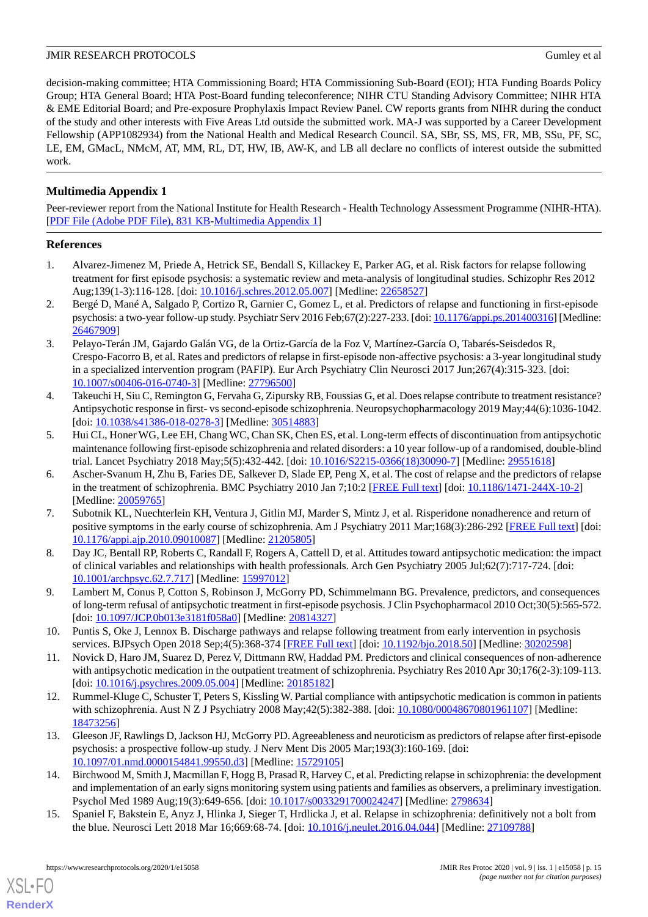decision-making committee; HTA Commissioning Board; HTA Commissioning Sub-Board (EOI); HTA Funding Boards Policy Group; HTA General Board; HTA Post-Board funding teleconference; NIHR CTU Standing Advisory Committee; NIHR HTA & EME Editorial Board; and Pre-exposure Prophylaxis Impact Review Panel. CW reports grants from NIHR during the conduct of the study and other interests with Five Areas Ltd outside the submitted work. MA-J was supported by a Career Development Fellowship (APP1082934) from the National Health and Medical Research Council. SA, SBr, SS, MS, FR, MB, SSu, PF, SC, LE, EM, GMacL, NMcM, AT, MM, RL, DT, HW, IB, AW-K, and LB all declare no conflicts of interest outside the submitted work.

## Multimedia Appendix 1

Peer-reviewer report from the National Institute for Health Research - Health Technology Assessment Programme (NIHR-HTA).
[PDF File (Adobe PDF File), 831 KB-Multimedia Appendix 1]

## References

1. Alvarez-Jimenez M, Priede A, Hetrick SE, Bendall S, Killackey E, Parker AG, et al. Risk factors for relapse following treatment for first episode psychosis: a systematic review and meta-analysis of longitudinal studies. Schizophr Res 2012 Aug;139(1-3):116-128. [doi: 10.1016/j.schres.2012.05.007] [Medline: 22658527]
2. Bergé D, Mané A, Salgado P, Cortizo R, Garnier C, Gomez L, et al. Predictors of relapse and functioning in first-episode psychosis: a two-year follow-up study. Psychiatr Serv 2016 Feb;67(2):227-233. [doi: 10.1176/appi.ps.201400316] [Medline: 26467909]
3. Pelayo-Terán JM, Gajardo Galán VG, de la Ortiz-García de la Foz V, Martínez-García O, Tabarés-Seisdedos R, Crespo-Facorro B, et al. Rates and predictors of relapse in first-episode non-affective psychosis: a 3-year longitudinal study in a specialized intervention program (PAFIP). Eur Arch Psychiatry Clin Neurosci 2017 Jun;267(4):315-323. [doi: 10.1007/s00406-016-0740-3] [Medline: 27796500]
4. Takeuchi H, Siu C, Remington G, Fervaha G, Zipursky RB, Foussias G, et al. Does relapse contribute to treatment resistance? Antipsychotic response in first- vs second-episode schizophrenia. Neuropsychopharmacology 2019 May;44(6):1036-1042. [doi: 10.1038/s41386-018-0278-3] [Medline: 30514883]
5. Hui CL, Honer WG, Lee EH, Chang WC, Chan SK, Chen ES, et al. Long-term effects of discontinuation from antipsychotic maintenance following first-episode schizophrenia and related disorders: a 10 year follow-up of a randomised, double-blind trial. Lancet Psychiatry 2018 May;5(5):432-442. [doi: 10.1016/S2215-0366(18)30090-7] [Medline: 29551618]
6. Ascher-Svanum H, Zhu B, Faries DE, Salkever D, Slade EP, Peng X, et al. The cost of relapse and the predictors of relapse in the treatment of schizophrenia. BMC Psychiatry 2010 Jan 7;10:2 [FREE Full text] [doi: 10.1186/1471-244X-10-2] [Medline: 20059765]
7. Subotnik KL, Nuechterlein KH, Ventura J, Gitlin MJ, Marder S, Mintz J, et al. Risperidone nonadherence and return of positive symptoms in the early course of schizophrenia. Am J Psychiatry 2011 Mar;168(3):286-292 [FREE Full text] [doi: 10.1176/appi.ajp.2010.09010087] [Medline: 21205805]
8. Day JC, Bentall RP, Roberts C, Randall F, Rogers A, Cattell D, et al. Attitudes toward antipsychotic medication: the impact of clinical variables and relationships with health professionals. Arch Gen Psychiatry 2005 Jul;62(7):717-724. [doi: 10.1001/archpsyc.62.7.717] [Medline: 15997012]
9. Lambert M, Conus P, Cotton S, Robinson J, McGorry PD, Schimmelmann BG. Prevalence, predictors, and consequences of long-term refusal of antipsychotic treatment in first-episode psychosis. J Clin Psychopharmacol 2010 Oct;30(5):565-572. [doi: 10.1097/JCP.0b013e3181f058a0] [Medline: 20814327]
10. Puntis S, Oke J, Lennox B. Discharge pathways and relapse following treatment from early intervention in psychosis services. BJPsych Open 2018 Sep;4(5):368-374 [FREE Full text] [doi: 10.1192/bjo.2018.50] [Medline: 30202598]
11. Novick D, Haro JM, Suarez D, Perez V, Dittmann RW, Haddad PM. Predictors and clinical consequences of non-adherence with antipsychotic medication in the outpatient treatment of schizophrenia. Psychiatry Res 2010 Apr 30;176(2-3):109-113. [doi: 10.1016/j.psychres.2009.05.004] [Medline: 20185182]
12. Rummel-Kluge C, Schuster T, Peters S, Kissling W. Partial compliance with antipsychotic medication is common in patients with schizophrenia. Aust N Z J Psychiatry 2008 May;42(5):382-388. [doi: 10.1080/00048670801961107] [Medline: 18473256]
13. Gleeson JF, Rawlings D, Jackson HJ, McGorry PD. Agreeableness and neuroticism as predictors of relapse after first-episode psychosis: a prospective follow-up study. J Nerv Ment Dis 2005 Mar;193(3):160-169. [doi: 10.1097/01.nmd.0000154841.99550.d3] [Medline: 15729105]
14. Birchwood M, Smith J, Macmillan F, Hogg B, Prasad R, Harvey C, et al. Predicting relapse in schizophrenia: the development and implementation of an early signs monitoring system using patients and families as observers, a preliminary investigation. Psychol Med 1989 Aug;19(3):649-656. [doi: 10.1017/s0033291700024247] [Medline: 2798634]
15. Spaniel F, Bakstein E, Anyz J, Hlinka J, Sieger T, Hrdlicka J, et al. Relapse in schizophrenia: definitively not a bolt from the blue. Neurosci Lett 2018 Mar 16;669:68-74. [doi: 10.1016/j.neulet.2016.04.044] [Medline: 27109788]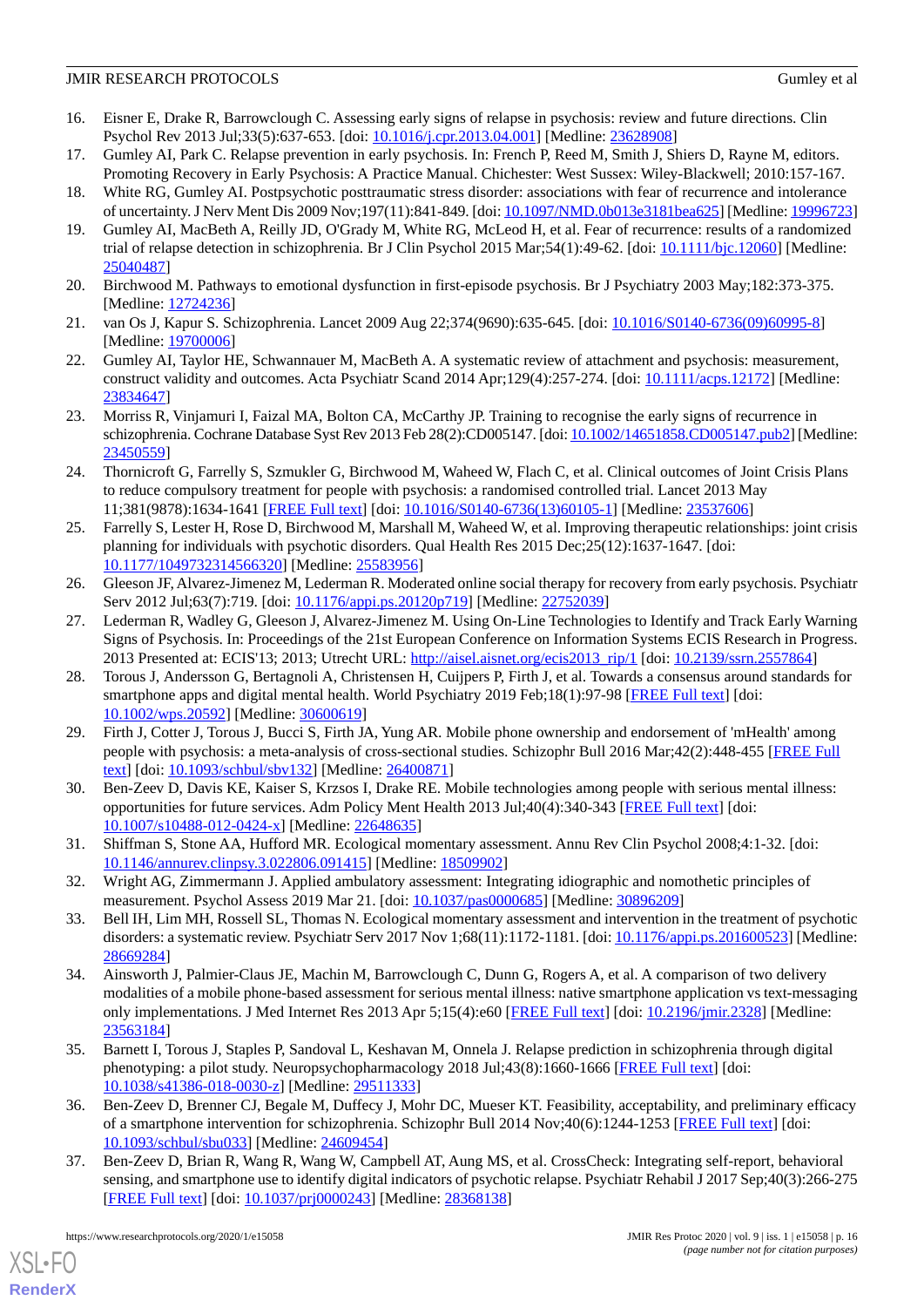16. Eisner E, Drake R, Barrowclough C. Assessing early signs of relapse in psychosis: review and future directions. Clin Psychol Rev 2013 Jul;33(5):637-653. [doi: 10.1016/j.cpr.2013.04.001] [Medline: 23628908]
17. Gumley AI, Park C. Relapse prevention in early psychosis. In: French P, Reed M, Smith J, Shiers D, Rayne M, editors. Promoting Recovery in Early Psychosis: A Practice Manual. Chichester: West Sussex: Wiley-Blackwell; 2010:157-167.
18. White RG, Gumley AI. Postpsychotic posttraumatic stress disorder: associations with fear of recurrence and intolerance of uncertainty. J Nerv Ment Dis 2009 Nov;197(11):841-849. [doi: 10.1097/NMD.0b013e3181bea625] [Medline: 19996723]
19. Gumley AI, MacBeth A, Reilly JD, O'Grady M, White RG, McLeod H, et al. Fear of recurrence: results of a randomized trial of relapse detection in schizophrenia. Br J Clin Psychol 2015 Mar;54(1):49-62. [doi: 10.1111/bjc.12060] [Medline: 25040487]
20. Birchwood M. Pathways to emotional dysfunction in first-episode psychosis. Br J Psychiatry 2003 May;182:373-375. [Medline: 12724236]
21. van Os J, Kapur S. Schizophrenia. Lancet 2009 Aug 22;374(9690):635-645. [doi: 10.1016/S0140-6736(09)60995-8] [Medline: 19700006]
22. Gumley AI, Taylor HE, Schwannauer M, MacBeth A. A systematic review of attachment and psychosis: measurement, construct validity and outcomes. Acta Psychiatr Scand 2014 Apr;129(4):257-274. [doi: 10.1111/acps.12172] [Medline: 23834647]
23. Morriss R, Vinjamuri I, Faizal MA, Bolton CA, McCarthy JP. Training to recognise the early signs of recurrence in schizophrenia. Cochrane Database Syst Rev 2013 Feb 28(2):CD005147. [doi: 10.1002/14651858.CD005147.pub2] [Medline: 23450559]
24. Thornicroft G, Farrelly S, Szmukler G, Birchwood M, Waheed W, Flach C, et al. Clinical outcomes of Joint Crisis Plans to reduce compulsory treatment for people with psychosis: a randomised controlled trial. Lancet 2013 May 11;381(9878):1634-1641 [FREE Full text] [doi: 10.1016/S0140-6736(13)60105-1] [Medline: 23537606]
25. Farrelly S, Lester H, Rose D, Birchwood M, Marshall M, Waheed W, et al. Improving therapeutic relationships: joint crisis planning for individuals with psychotic disorders. Qual Health Res 2015 Dec;25(12):1637-1647. [doi: 10.1177/1049732314566320] [Medline: 25583956]
26. Gleeson JF, Alvarez-Jimenez M, Lederman R. Moderated online social therapy for recovery from early psychosis. Psychiatr Serv 2012 Jul;63(7):719. [doi: 10.1176/appi.ps.20120p719] [Medline: 22752039]
27. Lederman R, Wadley G, Gleeson J, Alvarez-Jimenez M. Using On-Line Technologies to Identify and Track Early Warning Signs of Psychosis. In: Proceedings of the 21st European Conference on Information Systems ECIS Research in Progress. 2013 Presented at: ECIS'13; 2013; Utrecht URL: http://aisel.aisnet.org/ecis2013_rip/1 [doi: 10.2139/ssrn.2557864]
28. Torous J, Andersson G, Bertagnoli A, Christensen H, Cuijpers P, Firth J, et al. Towards a consensus around standards for smartphone apps and digital mental health. World Psychiatry 2019 Feb;18(1):97-98 [FREE Full text] [doi: 10.1002/wps.20592] [Medline: 30600619]
29. Firth J, Cotter J, Torous J, Bucci S, Firth JA, Yung AR. Mobile phone ownership and endorsement of 'mHealth' among people with psychosis: a meta-analysis of cross-sectional studies. Schizophr Bull 2016 Mar;42(2):448-455 [FREE Full text] [doi: 10.1093/schbul/sbv132] [Medline: 26400871]
30. Ben-Zeev D, Davis KE, Kaiser S, Krzsos I, Drake RE. Mobile technologies among people with serious mental illness: opportunities for future services. Adm Policy Ment Health 2013 Jul;40(4):340-343 [FREE Full text] [doi: 10.1007/s10488-012-0424-x] [Medline: 22648635]
31. Shiffman S, Stone AA, Hufford MR. Ecological momentary assessment. Annu Rev Clin Psychol 2008;4:1-32. [doi: 10.1146/annurev.clinpsy.3.022806.091415] [Medline: 18509902]
32. Wright AG, Zimmermann J. Applied ambulatory assessment: Integrating idiographic and nomothetic principles of measurement. Psychol Assess 2019 Mar 21. [doi: 10.1037/pas0000685] [Medline: 30896209]
33. Bell IH, Lim MH, Rossell SL, Thomas N. Ecological momentary assessment and intervention in the treatment of psychotic disorders: a systematic review. Psychiatr Serv 2017 Nov 1;68(11):1172-1181. [doi: 10.1176/appi.ps.201600523] [Medline: 28669284]
34. Ainsworth J, Palmier-Claus JE, Machin M, Barrowclough C, Dunn G, Rogers A, et al. A comparison of two delivery modalities of a mobile phone-based assessment for serious mental illness: native smartphone application vs text-messaging only implementations. J Med Internet Res 2013 Apr 5;15(4):e60 [FREE Full text] [doi: 10.2196/jmir.2328] [Medline: 23563184]
35. Barnett I, Torous J, Staples P, Sandoval L, Keshavan M, Onnela J. Relapse prediction in schizophrenia through digital phenotyping: a pilot study. Neuropsychopharmacology 2018 Jul;43(8):1660-1666 [FREE Full text] [doi: 10.1038/s41386-018-0030-z] [Medline: 29511333]
36. Ben-Zeev D, Brenner CJ, Begale M, Duffecy J, Mohr DC, Mueser KT. Feasibility, acceptability, and preliminary efficacy of a smartphone intervention for schizophrenia. Schizophr Bull 2014 Nov;40(6):1244-1253 [FREE Full text] [doi: 10.1093/schbul/sbu033] [Medline: 24609454]
37. Ben-Zeev D, Brian R, Wang R, Wang W, Campbell AT, Aung MS, et al. CrossCheck: Integrating self-report, behavioral sensing, and smartphone use to identify digital indicators of psychotic relapse. Psychiatr Rehabil J 2017 Sep;40(3):266-275 [FREE Full text] [doi: 10.1037/prj0000243] [Medline: 28368138]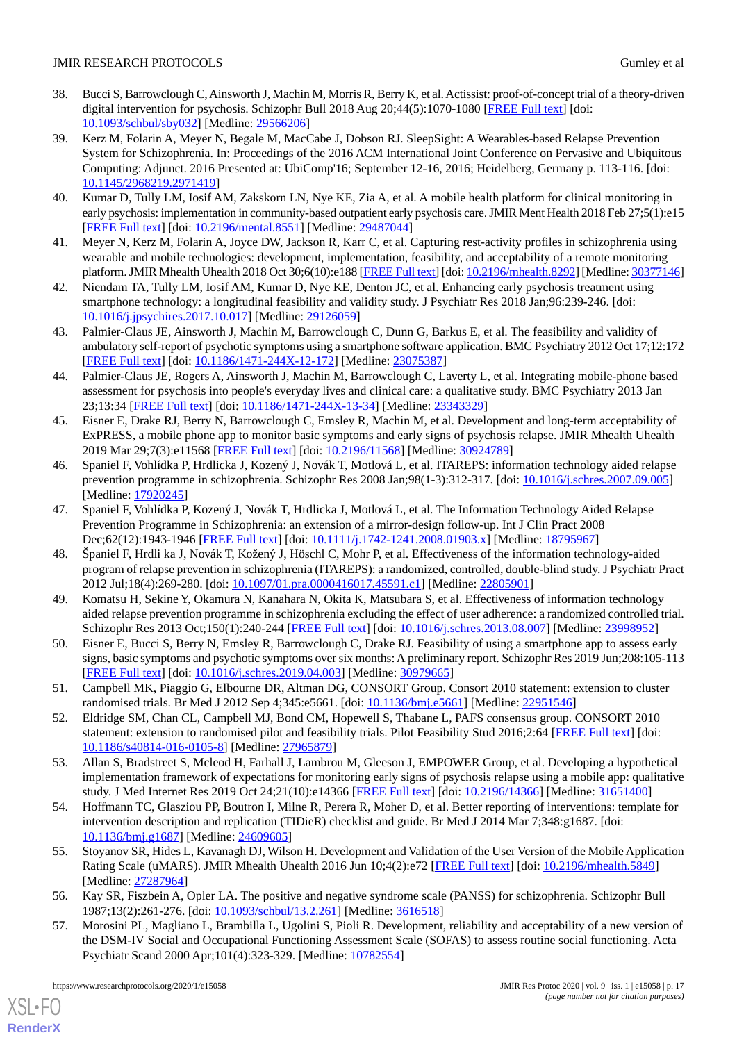38. Bucci S, Barrowclough C, Ainsworth J, Machin M, Morris R, Berry K, et al. Actissist: proof-of-concept trial of a theory-driven digital intervention for psychosis. Schizophr Bull 2018 Aug 20;44(5):1070-1080 [FREE Full text] [doi: 10.1093/schbul/sby032] [Medline: 29566206]
39. Kerz M, Folarin A, Meyer N, Begale M, MacCabe J, Dobson RJ. SleepSight: A Wearables-based Relapse Prevention System for Schizophrenia. In: Proceedings of the 2016 ACM International Joint Conference on Pervasive and Ubiquitous Computing: Adjunct. 2016 Presented at: UbiComp'16; September 12-16, 2016; Heidelberg, Germany p. 113-116. [doi: 10.1145/2968219.2971419]
40. Kumar D, Tully LM, Iosif AM, Zakskorn LN, Nye KE, Zia A, et al. A mobile health platform for clinical monitoring in early psychosis: implementation in community-based outpatient early psychosis care. JMIR Ment Health 2018 Feb 27;5(1):e15 [FREE Full text] [doi: 10.2196/mental.8551] [Medline: 29487044]
41. Meyer N, Kerz M, Folarin A, Joyce DW, Jackson R, Karr C, et al. Capturing rest-activity profiles in schizophrenia using wearable and mobile technologies: development, implementation, feasibility, and acceptability of a remote monitoring platform. JMIR Mhealth Uhealth 2018 Oct 30;6(10):e188 [FREE Full text] [doi: 10.2196/mhealth.8292] [Medline: 30377146]
42. Niendam TA, Tully LM, Iosif AM, Kumar D, Nye KE, Denton JC, et al. Enhancing early psychosis treatment using smartphone technology: a longitudinal feasibility and validity study. J Psychiatr Res 2018 Jan;96:239-246. [doi: 10.1016/j.jpsychires.2017.10.017] [Medline: 29126059]
43. Palmier-Claus JE, Ainsworth J, Machin M, Barrowclough C, Dunn G, Barkus E, et al. The feasibility and validity of ambulatory self-report of psychotic symptoms using a smartphone software application. BMC Psychiatry 2012 Oct 17;12:172 [FREE Full text] [doi: 10.1186/1471-244X-12-172] [Medline: 23075387]
44. Palmier-Claus JE, Rogers A, Ainsworth J, Machin M, Barrowclough C, Laverty L, et al. Integrating mobile-phone based assessment for psychosis into people's everyday lives and clinical care: a qualitative study. BMC Psychiatry 2013 Jan 23;13:34 [FREE Full text] [doi: 10.1186/1471-244X-13-34] [Medline: 23343329]
45. Eisner E, Drake RJ, Berry N, Barrowclough C, Emsley R, Machin M, et al. Development and long-term acceptability of ExPRESS, a mobile phone app to monitor basic symptoms and early signs of psychosis relapse. JMIR Mhealth Uhealth 2019 Mar 29;7(3):e11568 [FREE Full text] [doi: 10.2196/11568] [Medline: 30924789]
46. Spaniel F, Vohlídka P, Hrdlicka J, Kozený J, Novák T, Motlová L, et al. ITAREPS: information technology aided relapse prevention programme in schizophrenia. Schizophr Res 2008 Jan;98(1-3):312-317. [doi: 10.1016/j.schres.2007.09.005] [Medline: 17920245]
47. Spaniel F, Vohlídka P, Kozený J, Novák T, Hrdlicka J, Motlová L, et al. The Information Technology Aided Relapse Prevention Programme in Schizophrenia: an extension of a mirror-design follow-up. Int J Clin Pract 2008 Dec;62(12):1943-1946 [FREE Full text] [doi: 10.1111/j.1742-1241.2008.01903.x] [Medline: 18795967]
48. Španiel F, Hrdli ka J, Novák T, Kožený J, Höschl C, Mohr P, et al. Effectiveness of the information technology-aided program of relapse prevention in schizophrenia (ITAREPS): a randomized, controlled, double-blind study. J Psychiatr Pract 2012 Jul;18(4):269-280. [doi: 10.1097/01.pra.0000416017.45591.c1] [Medline: 22805901]
49. Komatsu H, Sekine Y, Okamura N, Kanahara N, Okita K, Matsubara S, et al. Effectiveness of information technology aided relapse prevention programme in schizophrenia excluding the effect of user adherence: a randomized controlled trial. Schizophr Res 2013 Oct;150(1):240-244 [FREE Full text] [doi: 10.1016/j.schres.2013.08.007] [Medline: 23998952]
50. Eisner E, Bucci S, Berry N, Emsley R, Barrowclough C, Drake RJ. Feasibility of using a smartphone app to assess early signs, basic symptoms and psychotic symptoms over six months: A preliminary report. Schizophr Res 2019 Jun;208:105-113 [FREE Full text] [doi: 10.1016/j.schres.2019.04.003] [Medline: 30979665]
51. Campbell MK, Piaggio G, Elbourne DR, Altman DG, CONSORT Group. Consort 2010 statement: extension to cluster randomised trials. Br Med J 2012 Sep 4;345:e5661. [doi: 10.1136/bmj.e5661] [Medline: 22951546]
52. Eldridge SM, Chan CL, Campbell MJ, Bond CM, Hopewell S, Thabane L, PAFS consensus group. CONSORT 2010 statement: extension to randomised pilot and feasibility trials. Pilot Feasibility Stud 2016;2:64 [FREE Full text] [doi: 10.1186/s40814-016-0105-8] [Medline: 27965879]
53. Allan S, Bradstreet S, Mcleod H, Farhall J, Lambrou M, Gleeson J, EMPOWER Group, et al. Developing a hypothetical implementation framework of expectations for monitoring early signs of psychosis relapse using a mobile app: qualitative study. J Med Internet Res 2019 Oct 24;21(10):e14366 [FREE Full text] [doi: 10.2196/14366] [Medline: 31651400]
54. Hoffmann TC, Glasziou PP, Boutron I, Milne R, Perera R, Moher D, et al. Better reporting of interventions: template for intervention description and replication (TIDieR) checklist and guide. Br Med J 2014 Mar 7;348:g1687. [doi: 10.1136/bmj.g1687] [Medline: 24609605]
55. Stoyanov SR, Hides L, Kavanagh DJ, Wilson H. Development and Validation of the User Version of the Mobile Application Rating Scale (uMARS). JMIR Mhealth Uhealth 2016 Jun 10;4(2):e72 [FREE Full text] [doi: 10.2196/mhealth.5849] [Medline: 27287964]
56. Kay SR, Fiszbein A, Opler LA. The positive and negative syndrome scale (PANSS) for schizophrenia. Schizophr Bull 1987;13(2):261-276. [doi: 10.1093/schbul/13.2.261] [Medline: 3616518]
57. Morosini PL, Magliano L, Brambilla L, Ugolini S, Pioli R. Development, reliability and acceptability of a new version of the DSM-IV Social and Occupational Functioning Assessment Scale (SOFAS) to assess routine social functioning. Acta Psychiatr Scand 2000 Apr;101(4):323-329. [Medline: 10782554]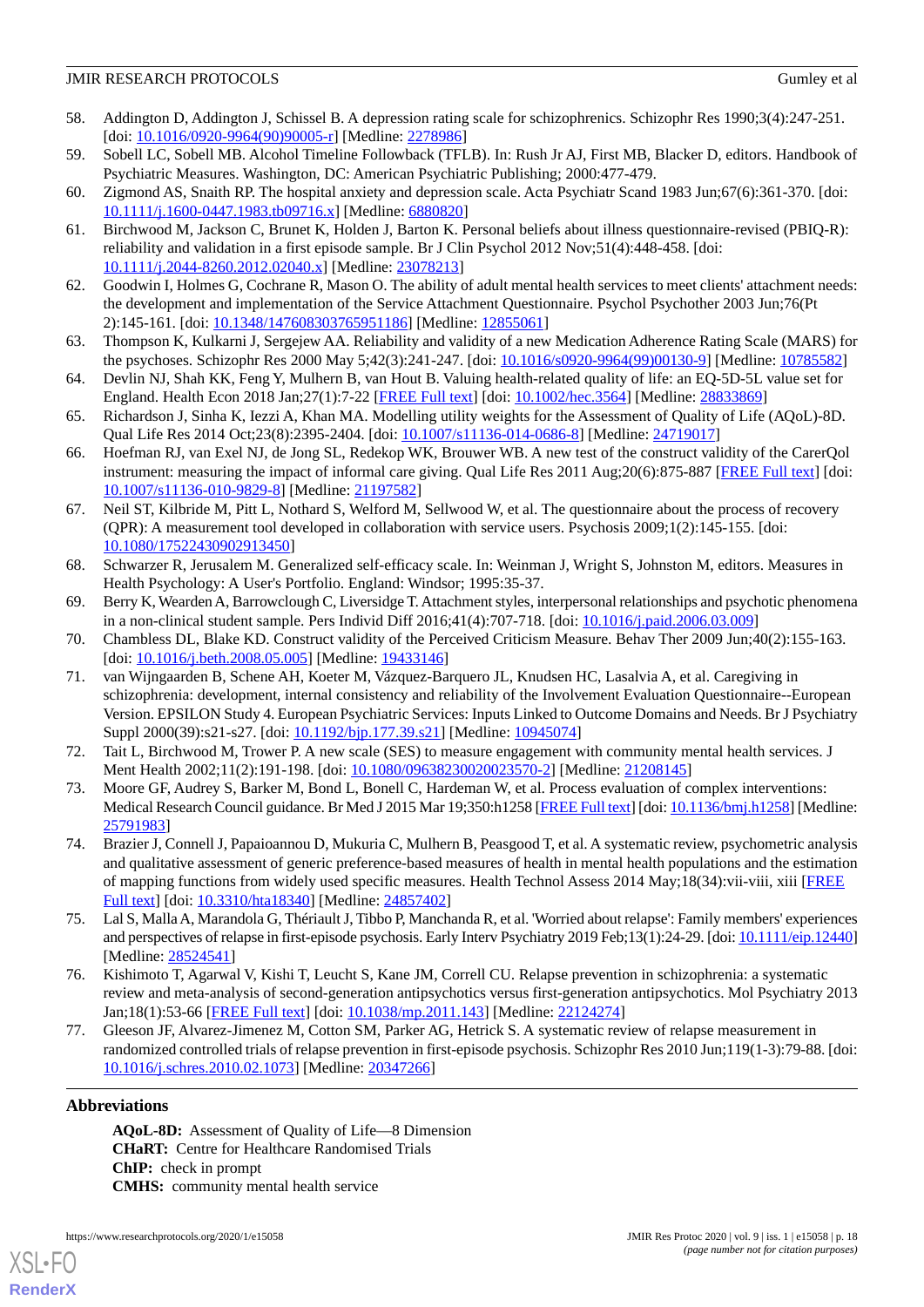58. Addington D, Addington J, Schissel B. A depression rating scale for schizophrenics. Schizophr Res 1990;3(4):247-251. [doi: 10.1016/0920-9964(90)90005-r] [Medline: 2278986]
59. Sobell LC, Sobell MB. Alcohol Timeline Followback (TFLB). In: Rush Jr AJ, First MB, Blacker D, editors. Handbook of Psychiatric Measures. Washington, DC: American Psychiatric Publishing; 2000:477-479.
60. Zigmond AS, Snaith RP. The hospital anxiety and depression scale. Acta Psychiatr Scand 1983 Jun;67(6):361-370. [doi: 10.1111/j.1600-0447.1983.tb09716.x] [Medline: 6880820]
61. Birchwood M, Jackson C, Brunet K, Holden J, Barton K. Personal beliefs about illness questionnaire-revised (PBIQ-R): reliability and validation in a first episode sample. Br J Clin Psychol 2012 Nov;51(4):448-458. [doi: 10.1111/j.2044-8260.2012.02040.x] [Medline: 23078213]
62. Goodwin I, Holmes G, Cochrane R, Mason O. The ability of adult mental health services to meet clients' attachment needs: the development and implementation of the Service Attachment Questionnaire. Psychol Psychother 2003 Jun;76(Pt 2):145-161. [doi: 10.1348/147608303765951186] [Medline: 12855061]
63. Thompson K, Kulkarni J, Sergejew AA. Reliability and validity of a new Medication Adherence Rating Scale (MARS) for the psychoses. Schizophr Res 2000 May 5;42(3):241-247. [doi: 10.1016/s0920-9964(99)00130-9] [Medline: 10785582]
64. Devlin NJ, Shah KK, Feng Y, Mulhern B, van Hout B. Valuing health-related quality of life: an EQ-5D-5L value set for England. Health Econ 2018 Jan;27(1):7-22 [FREE Full text] [doi: 10.1002/hec.3564] [Medline: 28833869]
65. Richardson J, Sinha K, Iezzi A, Khan MA. Modelling utility weights for the Assessment of Quality of Life (AQoL)-8D. Qual Life Res 2014 Oct;23(8):2395-2404. [doi: 10.1007/s11136-014-0686-8] [Medline: 24719017]
66. Hoefman RJ, van Exel NJ, de Jong SL, Redekop WK, Brouwer WB. A new test of the construct validity of the CarerQol instrument: measuring the impact of informal care giving. Qual Life Res 2011 Aug;20(6):875-887 [FREE Full text] [doi: 10.1007/s11136-010-9829-8] [Medline: 21197582]
67. Neil ST, Kilbride M, Pitt L, Nothard S, Welford M, Sellwood W, et al. The questionnaire about the process of recovery (QPR): A measurement tool developed in collaboration with service users. Psychosis 2009;1(2):145-155. [doi: 10.1080/17522430902913450]
68. Schwarzer R, Jerusalem M. Generalized self-efficacy scale. In: Weinman J, Wright S, Johnston M, editors. Measures in Health Psychology: A User's Portfolio. England: Windsor; 1995:35-37.
69. Berry K, Wearden A, Barrowclough C, Liversidge T. Attachment styles, interpersonal relationships and psychotic phenomena in a non-clinical student sample. Pers Individ Diff 2016;41(4):707-718. [doi: 10.1016/j.paid.2006.03.009]
70. Chambless DL, Blake KD. Construct validity of the Perceived Criticism Measure. Behav Ther 2009 Jun;40(2):155-163. [doi: 10.1016/j.beth.2008.05.005] [Medline: 19433146]
71. van Wijngaarden B, Schene AH, Koeter M, Vázquez-Barquero JL, Knudsen HC, Lasalvia A, et al. Caregiving in schizophrenia: development, internal consistency and reliability of the Involvement Evaluation Questionnaire--European Version. EPSILON Study 4. European Psychiatric Services: Inputs Linked to Outcome Domains and Needs. Br J Psychiatry Suppl 2000(39):s21-s27. [doi: 10.1192/bjp.177.39.s21] [Medline: 10945074]
72. Tait L, Birchwood M, Trower P. A new scale (SES) to measure engagement with community mental health services. J Ment Health 2002;11(2):191-198. [doi: 10.1080/09638230020023570-2] [Medline: 21208145]
73. Moore GF, Audrey S, Barker M, Bond L, Bonell C, Hardeman W, et al. Process evaluation of complex interventions: Medical Research Council guidance. Br Med J 2015 Mar 19;350:h1258 [FREE Full text] [doi: 10.1136/bmj.h1258] [Medline: 25791983]
74. Brazier J, Connell J, Papaioannou D, Mukuria C, Mulhern B, Peasgood T, et al. A systematic review, psychometric analysis and qualitative assessment of generic preference-based measures of health in mental health populations and the estimation of mapping functions from widely used specific measures. Health Technol Assess 2014 May;18(34):vii-viii, xiii [FREE Full text] [doi: 10.3310/hta18340] [Medline: 24857402]
75. Lal S, Malla A, Marandola G, Thériault J, Tibbo P, Manchanda R, et al. 'Worried about relapse': Family members' experiences and perspectives of relapse in first-episode psychosis. Early Interv Psychiatry 2019 Feb;13(1):24-29. [doi: 10.1111/eip.12440] [Medline: 28524541]
76. Kishimoto T, Agarwal V, Kishi T, Leucht S, Kane JM, Correll CU. Relapse prevention in schizophrenia: a systematic review and meta-analysis of second-generation antipsychotics versus first-generation antipsychotics. Mol Psychiatry 2013 Jan;18(1):53-66 [FREE Full text] [doi: 10.1038/mp.2011.143] [Medline: 22124274]
77. Gleeson JF, Alvarez-Jimenez M, Cotton SM, Parker AG, Hetrick S. A systematic review of relapse measurement in randomized controlled trials of relapse prevention in first-episode psychosis. Schizophr Res 2010 Jun;119(1-3):79-88. [doi: 10.1016/j.schres.2010.02.1073] [Medline: 20347266]

## Abbreviations

**AQoL-8D:** Assessment of Quality of Life—8 Dimension
**CHaRT:** Centre for Healthcare Randomised Trials
**ChIP:** check in prompt
**CMHS:** community mental health service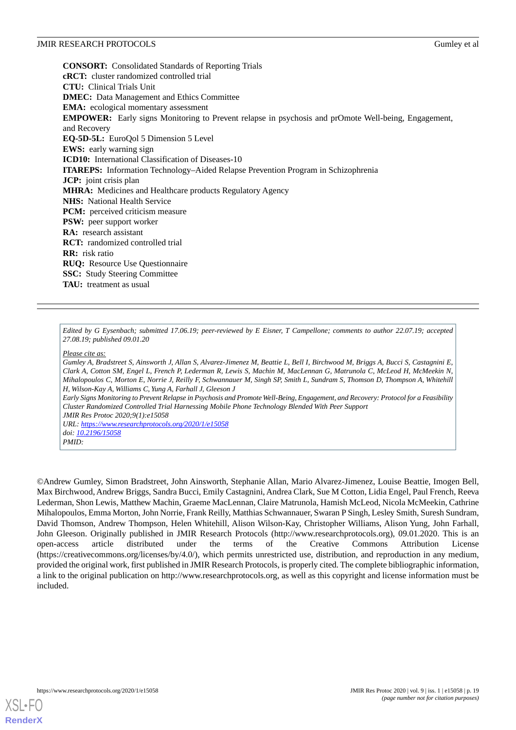**CONSORT:** Consolidated Standards of Reporting Trials
**cRCT:** cluster randomized controlled trial
**CTU:** Clinical Trials Unit
**DMEC:** Data Management and Ethics Committee
**EMA:** ecological momentary assessment
**EMPOWER:** Early signs Monitoring to Prevent relapse in psychosis and prOmote Well-being, Engagement, and Recovery
**EQ-5D-5L:** EuroQol 5 Dimension 5 Level
**EWS:** early warning sign
**ICD10:** International Classification of Diseases-10
**ITAREPS:** Information Technology–Aided Relapse Prevention Program in Schizophrenia
**JCP:** joint crisis plan
**MHRA:** Medicines and Healthcare products Regulatory Agency
**NHS:** National Health Service
**PCM:** perceived criticism measure
**PSW:** peer support worker
**RA:** research assistant
**RCT:** randomized controlled trial
**RR:** risk ratio
**RUQ:** Resource Use Questionnaire
**SSC:** Study Steering Committee
**TAU:** treatment as usual

---

*Edited by G Eysenbach; submitted 17.06.19; peer-reviewed by E Eisner, T Campellone; comments to author 22.07.19; accepted 27.08.19; published 09.01.20*

*Please cite as:*
*Gumley A, Bradstreet S, Ainsworth J, Allan S, Alvarez-Jimenez M, Beattie L, Bell I, Birchwood M, Briggs A, Bucci S, Castagnini E, Clark A, Cotton SM, Engel L, French P, Lederman R, Lewis S, Machin M, MacLennan G, Matrunola C, McLeod H, McMeekin N, Mihalopoulos C, Morton E, Norrie J, Reilly F, Schwannauer M, Singh SP, Smith L, Sundram S, Thomson D, Thompson A, Whitehill H, Wilson-Kay A, Williams C, Yung A, Farhall J, Gleeson J*
*Early Signs Monitoring to Prevent Relapse in Psychosis and Promote Well-Being, Engagement, and Recovery: Protocol for a Feasibility Cluster Randomized Controlled Trial Harnessing Mobile Phone Technology Blended With Peer Support*
*JMIR Res Protoc 2020;9(1):e15058*
*URL: https://www.researchprotocols.org/2020/1/e15058*
*doi: 10.2196/15058*
*PMID:*

©Andrew Gumley, Simon Bradstreet, John Ainsworth, Stephanie Allan, Mario Alvarez-Jimenez, Louise Beattie, Imogen Bell, Max Birchwood, Andrew Briggs, Sandra Bucci, Emily Castagnini, Andrea Clark, Sue M Cotton, Lidia Engel, Paul French, Reeva Lederman, Shon Lewis, Matthew Machin, Graeme MacLennan, Claire Matrunola, Hamish McLeod, Nicola McMeekin, Cathrine Mihalopoulos, Emma Morton, John Norrie, Frank Reilly, Matthias Schwannauer, Swaran P Singh, Lesley Smith, Suresh Sundram, David Thomson, Andrew Thompson, Helen Whitehill, Alison Wilson-Kay, Christopher Williams, Alison Yung, John Farhall, John Gleeson. Originally published in JMIR Research Protocols (http://www.researchprotocols.org), 09.01.2020. This is an open-access article distributed under the terms of the Creative Commons Attribution License (https://creativecommons.org/licenses/by/4.0/), which permits unrestricted use, distribution, and reproduction in any medium, provided the original work, first published in JMIR Research Protocols, is properly cited. The complete bibliographic information, a link to the original publication on http://www.researchprotocols.org, as well as this copyright and license information must be included.